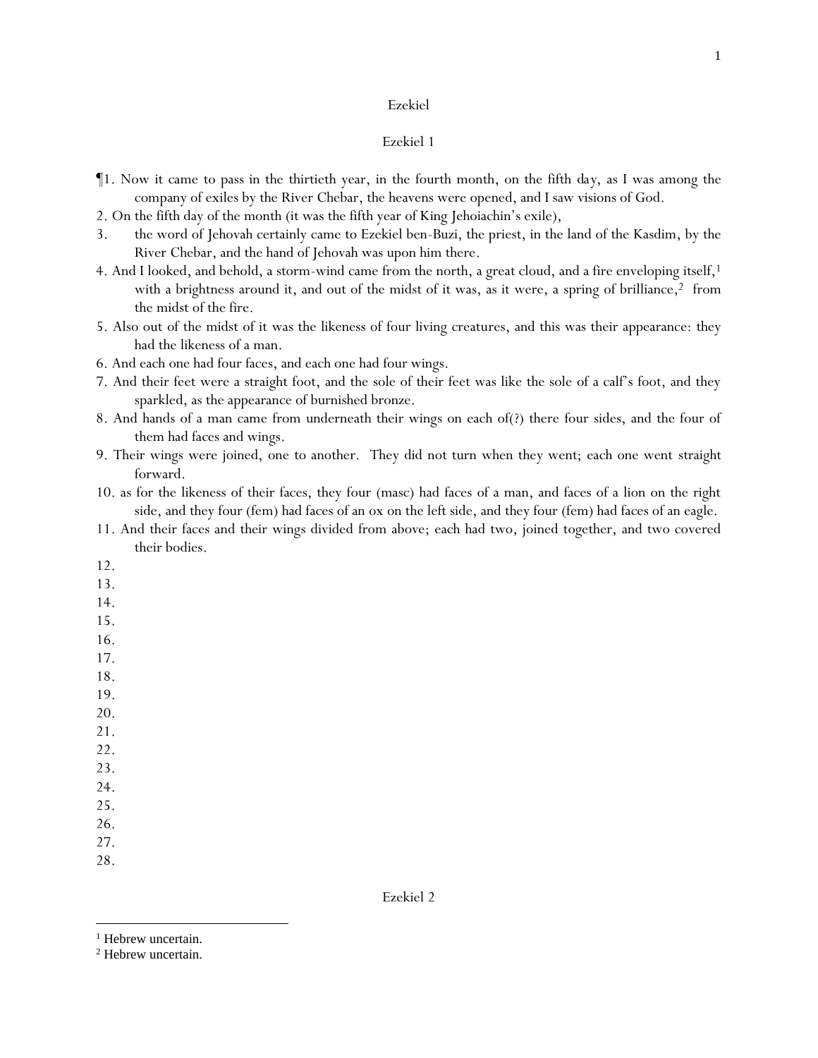# Ezekiel

## Ezekiel 1

¶1. Now it came to pass in the thirtieth year, in the fourth month, on the fifth day, as I was among the company of exiles by the River Chebar, the heavens were opened, and I saw visions of God.

2. On the fifth day of the month (it was the fifth year of King Jehoiachin's exile),

3. the word of Jehovah certainly came to Ezekiel ben-Buzi, the priest, in the land of the Kasdim, by the River Chebar, and the hand of Jehovah was upon him there.

4. And I looked, and behold, a storm-wind came from the north, a great cloud, and a fire enveloping itself,[1] with a brightness around it, and out of the midst of it was, as it were, a spring of brilliance,[2] from the midst of the fire.

5. Also out of the midst of it was the likeness of four living creatures, and this was their appearance: they had the likeness of a man.

6. And each one had four faces, and each one had four wings.

7. And their feet were a straight foot, and the sole of their feet was like the sole of a calf's foot, and they sparkled, as the appearance of burnished bronze.

8. And hands of a man came from underneath their wings on each of(?) there four sides, and the four of them had faces and wings.

9. Their wings were joined, one to another. They did not turn when they went; each one went straight forward.

10. as for the likeness of their faces, they four (masc) had faces of a man, and faces of a lion on the right side, and they four (fem) had faces of an ox on the left side, and they four (fem) had faces of an eagle.

11. And their faces and their wings divided from above; each had two, joined together, and two covered their bodies.

12.

13.

14.

15.

16.

17.

18.

19.

20.

21.

22.

23.

24.

25.

26.

27.

28.

## Ezekiel 2

---

[1] Hebrew uncertain.

[2] Hebrew uncertain.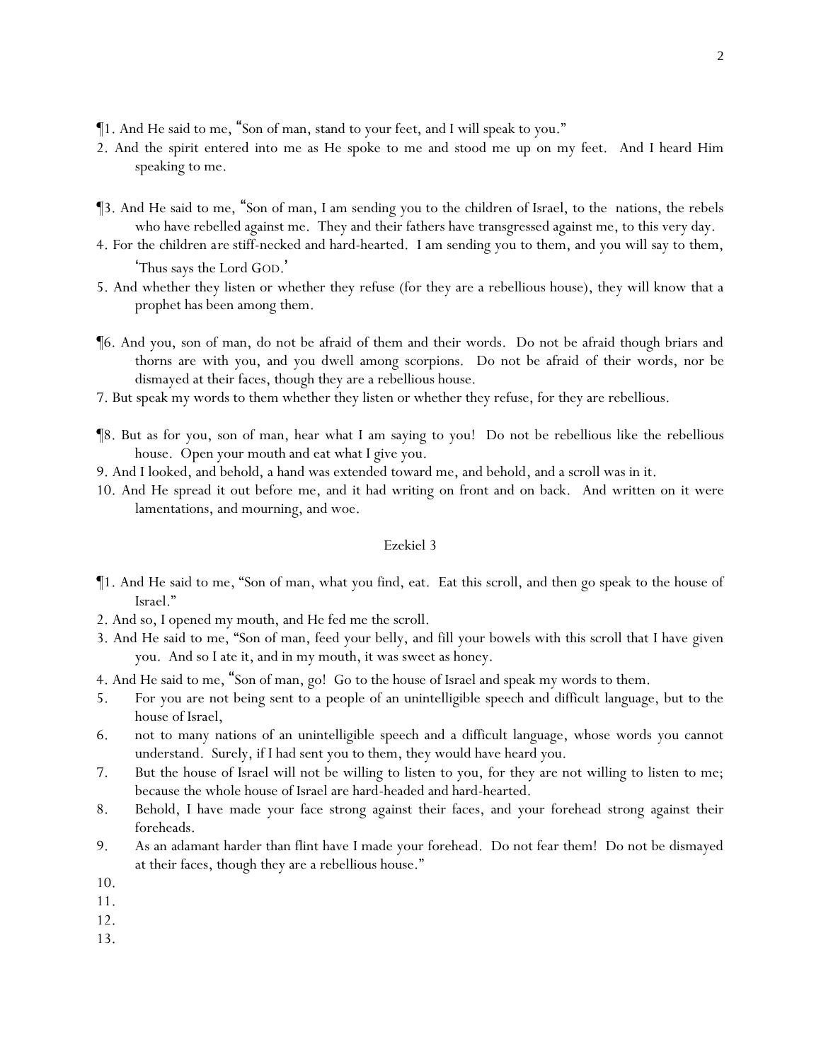¶1. And He said to me, "Son of man, stand to your feet, and I will speak to you."

2. And the spirit entered into me as He spoke to me and stood me up on my feet. And I heard Him speaking to me.

¶3. And He said to me, "Son of man, I am sending you to the children of Israel, to the nations, the rebels who have rebelled against me. They and their fathers have transgressed against me, to this very day.

4. For the children are stiff-necked and hard-hearted. I am sending you to them, and you will say to them, 'Thus says the Lord GOD.'

5. And whether they listen or whether they refuse (for they are a rebellious house), they will know that a prophet has been among them.

¶6. And you, son of man, do not be afraid of them and their words. Do not be afraid though briars and thorns are with you, and you dwell among scorpions. Do not be afraid of their words, nor be dismayed at their faces, though they are a rebellious house.

7. But speak my words to them whether they listen or whether they refuse, for they are rebellious.

¶8. But as for you, son of man, hear what I am saying to you! Do not be rebellious like the rebellious house. Open your mouth and eat what I give you.

9. And I looked, and behold, a hand was extended toward me, and behold, and a scroll was in it.

10. And He spread it out before me, and it had writing on front and on back. And written on it were lamentations, and mourning, and woe.

## Ezekiel 3

¶1. And He said to me, "Son of man, what you find, eat. Eat this scroll, and then go speak to the house of Israel."

2. And so, I opened my mouth, and He fed me the scroll.

3. And He said to me, "Son of man, feed your belly, and fill your bowels with this scroll that I have given you. And so I ate it, and in my mouth, it was sweet as honey.

4. And He said to me, "Son of man, go! Go to the house of Israel and speak my words to them.

5. For you are not being sent to a people of an unintelligible speech and difficult language, but to the house of Israel,

6. not to many nations of an unintelligible speech and a difficult language, whose words you cannot understand. Surely, if I had sent you to them, they would have heard you.

7. But the house of Israel will not be willing to listen to you, for they are not willing to listen to me; because the whole house of Israel are hard-headed and hard-hearted.

8. Behold, I have made your face strong against their faces, and your forehead strong against their foreheads.

9. As an adamant harder than flint have I made your forehead. Do not fear them! Do not be dismayed at their faces, though they are a rebellious house."

10.

11.

12.

13.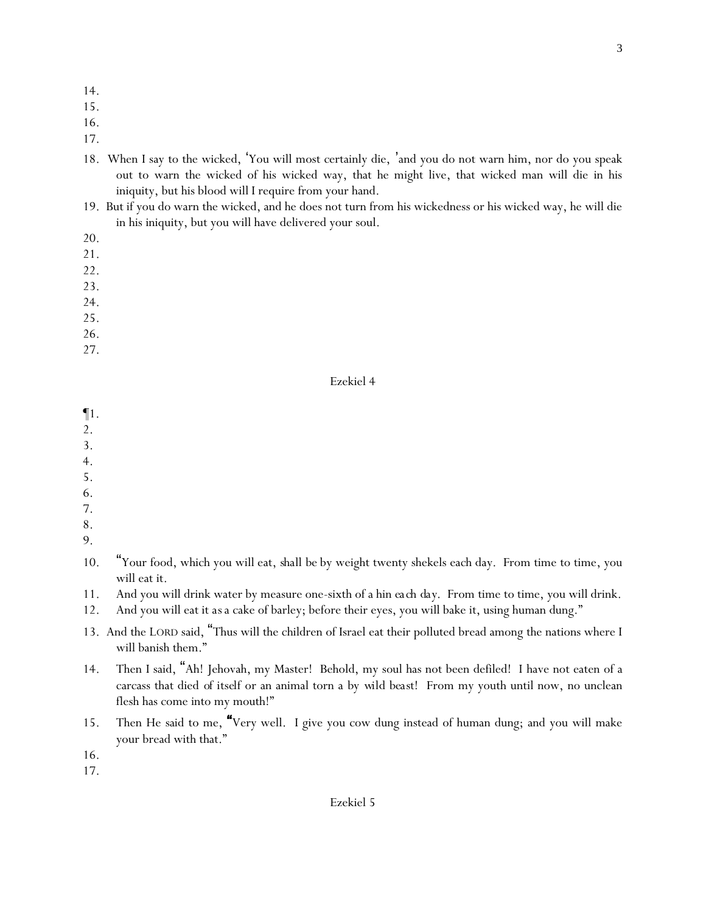14.
15.
16.
17.
18. When I say to the wicked, 'You will most certainly die, 'and you do not warn him, nor do you speak out to warn the wicked of his wicked way, that he might live, that wicked man will die in his iniquity, but his blood will I require from your hand.
19. But if you do warn the wicked, and he does not turn from his wickedness or his wicked way, he will die in his iniquity, but you will have delivered your soul.
20.
21.
22.
23.
24.
25.
26.
27.

## Ezekiel 4

¶1.
2.
3.
4.
5.
6.
7.
8.
9.
10. "Your food, which you will eat, shall be by weight twenty shekels each day. From time to time, you will eat it.
11. And you will drink water by measure one-sixth of a hin each day. From time to time, you will drink.
12. And you will eat it as a cake of barley; before their eyes, you will bake it, using human dung."
13. And the LORD said, "Thus will the children of Israel eat their polluted bread among the nations where I will banish them."
14. Then I said, "Ah! Jehovah, my Master! Behold, my soul has not been defiled! I have not eaten of a carcass that died of itself or an animal torn a by wild beast! From my youth until now, no unclean flesh has come into my mouth!"
15. Then He said to me, "Very well. I give you cow dung instead of human dung; and you will make your bread with that."
16.
17.

## Ezekiel 5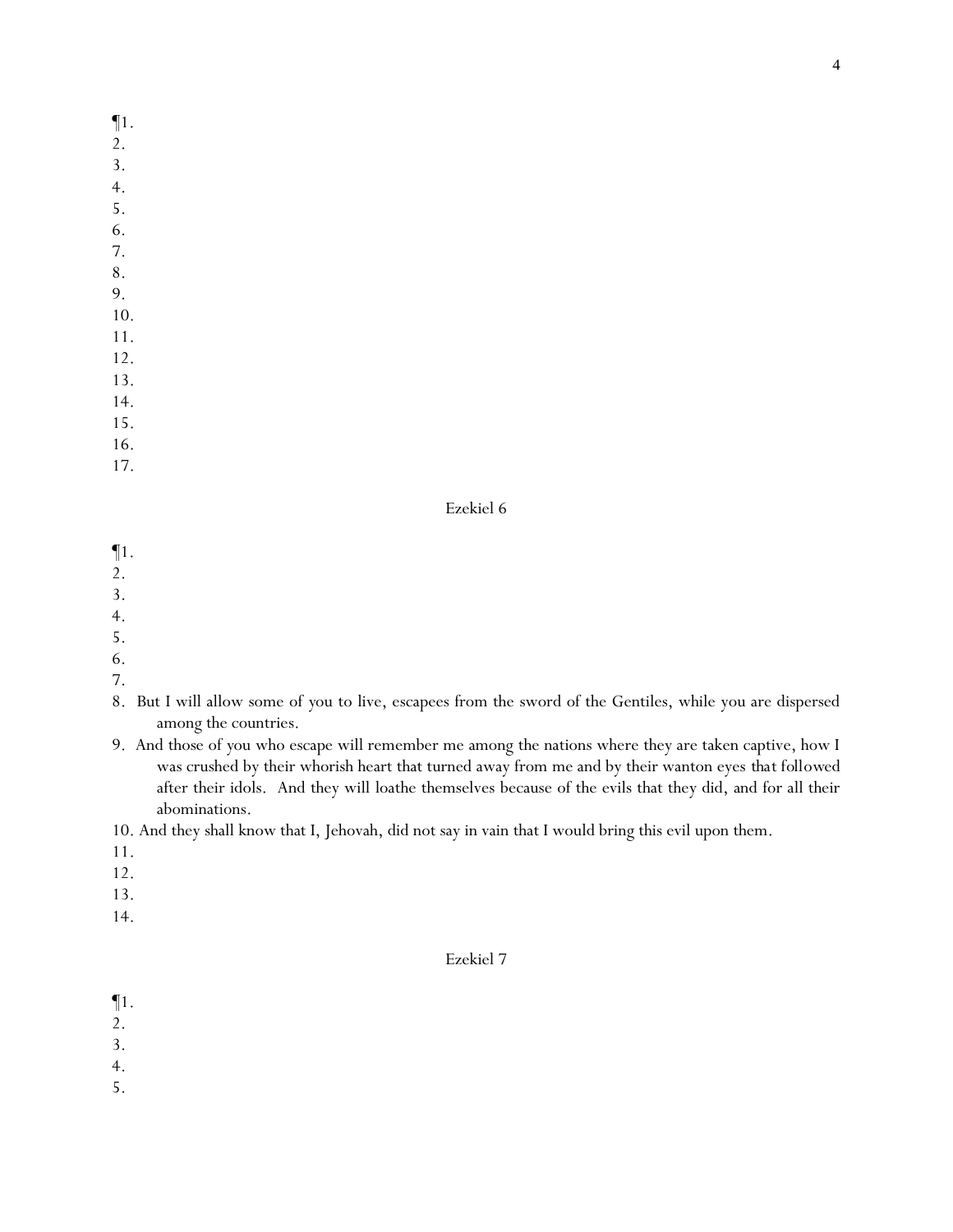¶1.
2.
3.
4.
5.
6.
7.
8.
9.
10.
11.
12.
13.
14.
15.
16.
17.

## Ezekiel 6

¶1.
2.
3.
4.
5.
6.
7.
8. But I will allow some of you to live, escapees from the sword of the Gentiles, while you are dispersed among the countries.
9. And those of you who escape will remember me among the nations where they are taken captive, how I was crushed by their whorish heart that turned away from me and by their wanton eyes that followed after their idols. And they will loathe themselves because of the evils that they did, and for all their abominations.
10. And they shall know that I, Jehovah, did not say in vain that I would bring this evil upon them.
11.
12.
13.
14.

## Ezekiel 7

¶1.
2.
3.
4.
5.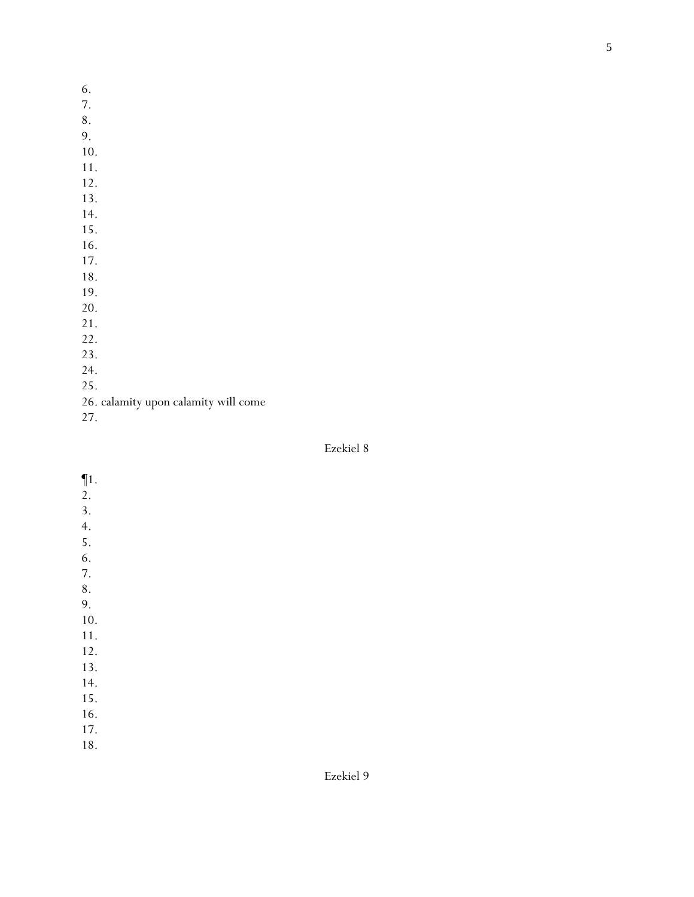6.
7.
8.
9.
10.
11.
12.
13.
14.
15.
16.
17.
18.
19.
20.
21.
22.
23.
24.
25.
26. calamity upon calamity will come
27.

## Ezekiel 8

¶1.
2.
3.
4.
5.
6.
7.
8.
9.
10.
11.
12.
13.
14.
15.
16.
17.
18.

## Ezekiel 9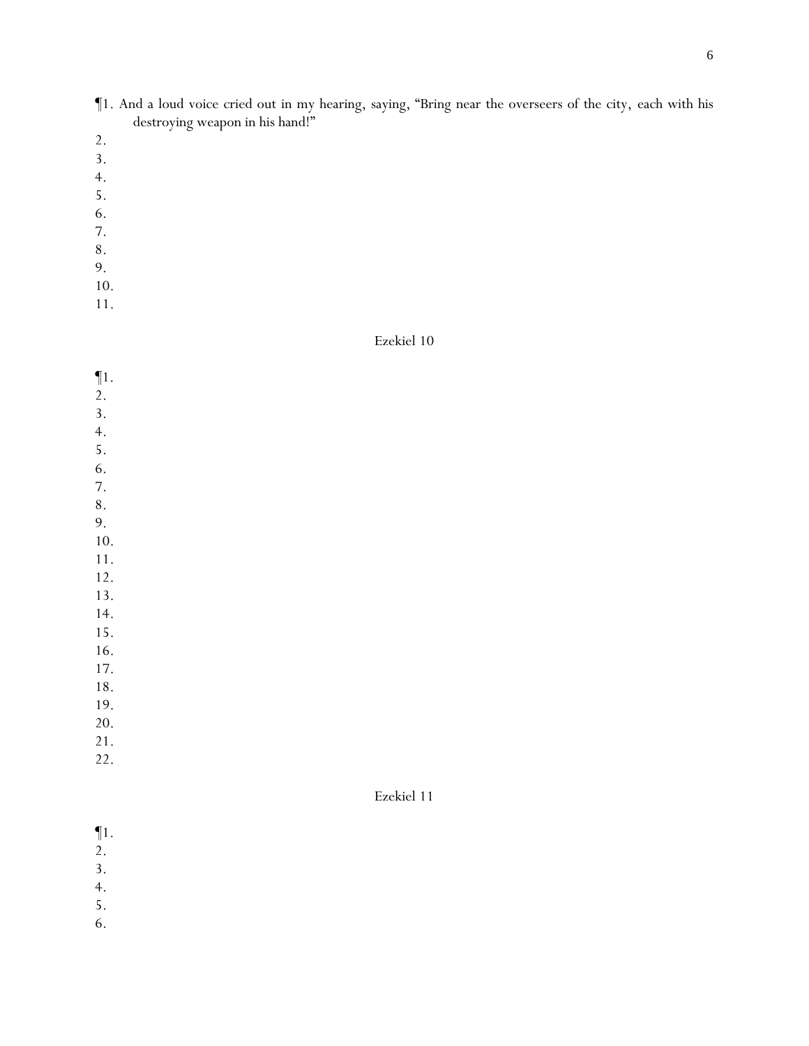¶1. And a loud voice cried out in my hearing, saying, "Bring near the overseers of the city, each with his destroying weapon in his hand!"

2.

3.

4.

5.

6.

7.

8.

9.

10.

11.

## Ezekiel 10

¶1.

2.

3.

4.

5.

6.

7.

8.

9.

10.

11.

12.

13.

14.

15.

16.

17.

18.

19.

20.

21.

22.

## Ezekiel 11

¶1.

2.

3.

4.

5.

6.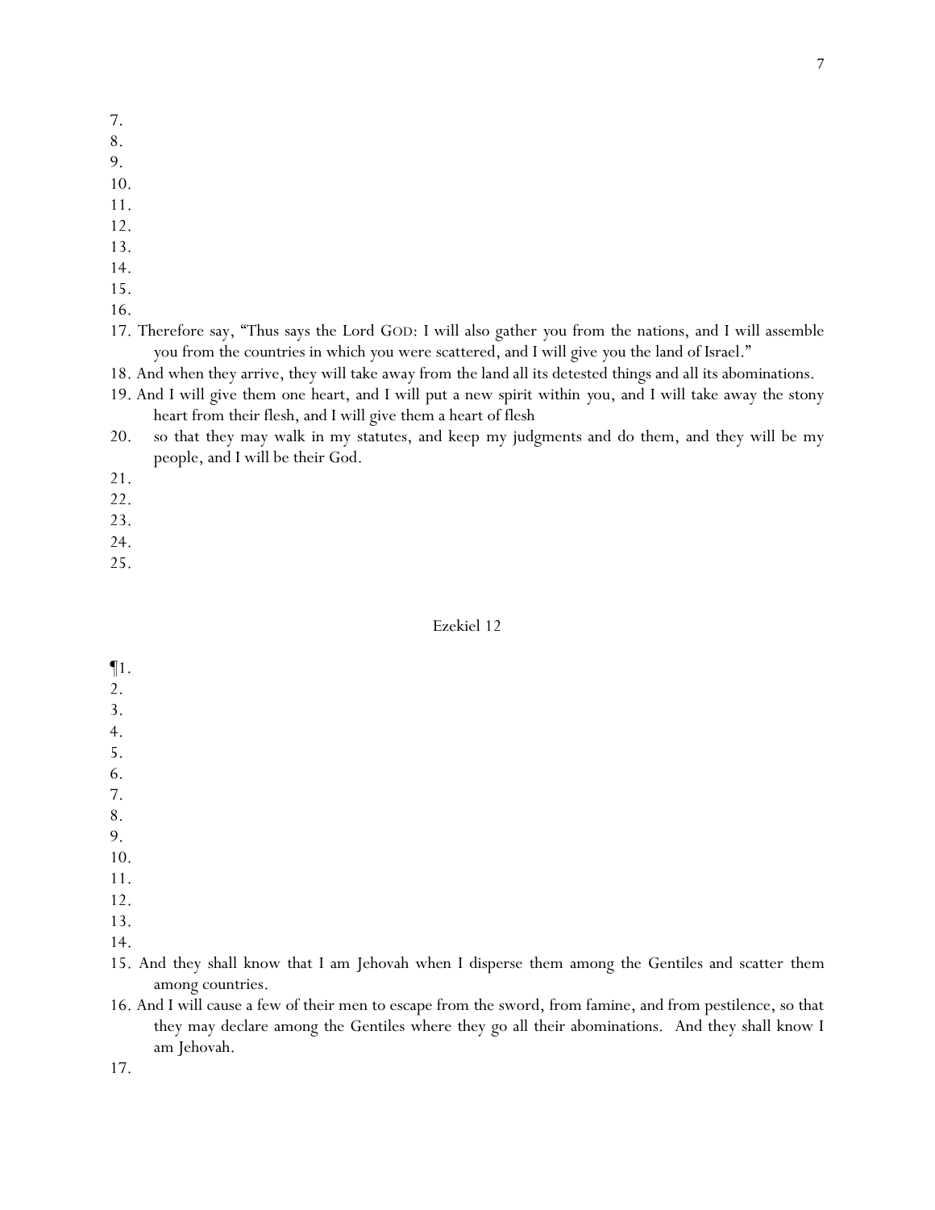7.
8.
9.
10.
11.
12.
13.
14.
15.
16.
17. Therefore say, “Thus says the Lord GOD: I will also gather *you* from the nations, and I will assemble *you* from the countries in which *you* were scattered, and I will give *you* the land of Israel.”
18. And when they arrive, they will take away from the land all its detested things and all its abominations.
19. And I will give them one heart, and I will put a new spirit within *you*, and I will take away the stony heart from their flesh, and I will give them a heart of flesh
20. so that they may walk in my statutes, and keep my judgments and do them, and they will be my people, and I will be their God.
21.
22.
23.
24.
25.

## Ezekiel 12

¶1.
2.
3.
4.
5.
6.
7.
8.
9.
10.
11.
12.
13.
14.
15. And they shall know that I am Jehovah when I disperse them among the Gentiles and scatter them among countries.
16. And I will cause a few of their men to escape from the sword, from famine, and from pestilence, so that they may declare among the Gentiles where they go all their abominations. And they shall know I am Jehovah.
17.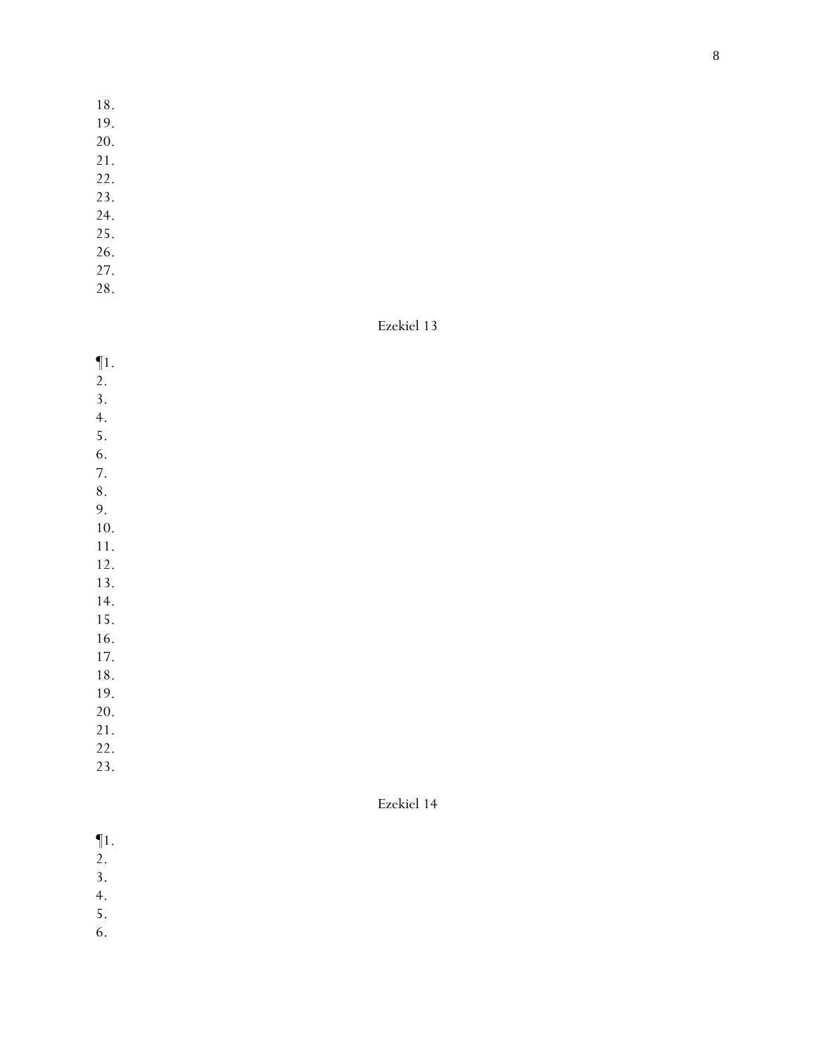18.
19.
20.
21.
22.
23.
24.
25.
26.
27.
28.

## Ezekiel 13

¶1.
2.
3.
4.
5.
6.
7.
8.
9.
10.
11.
12.
13.
14.
15.
16.
17.
18.
19.
20.
21.
22.
23.

## Ezekiel 14

¶1.
2.
3.
4.
5.
6.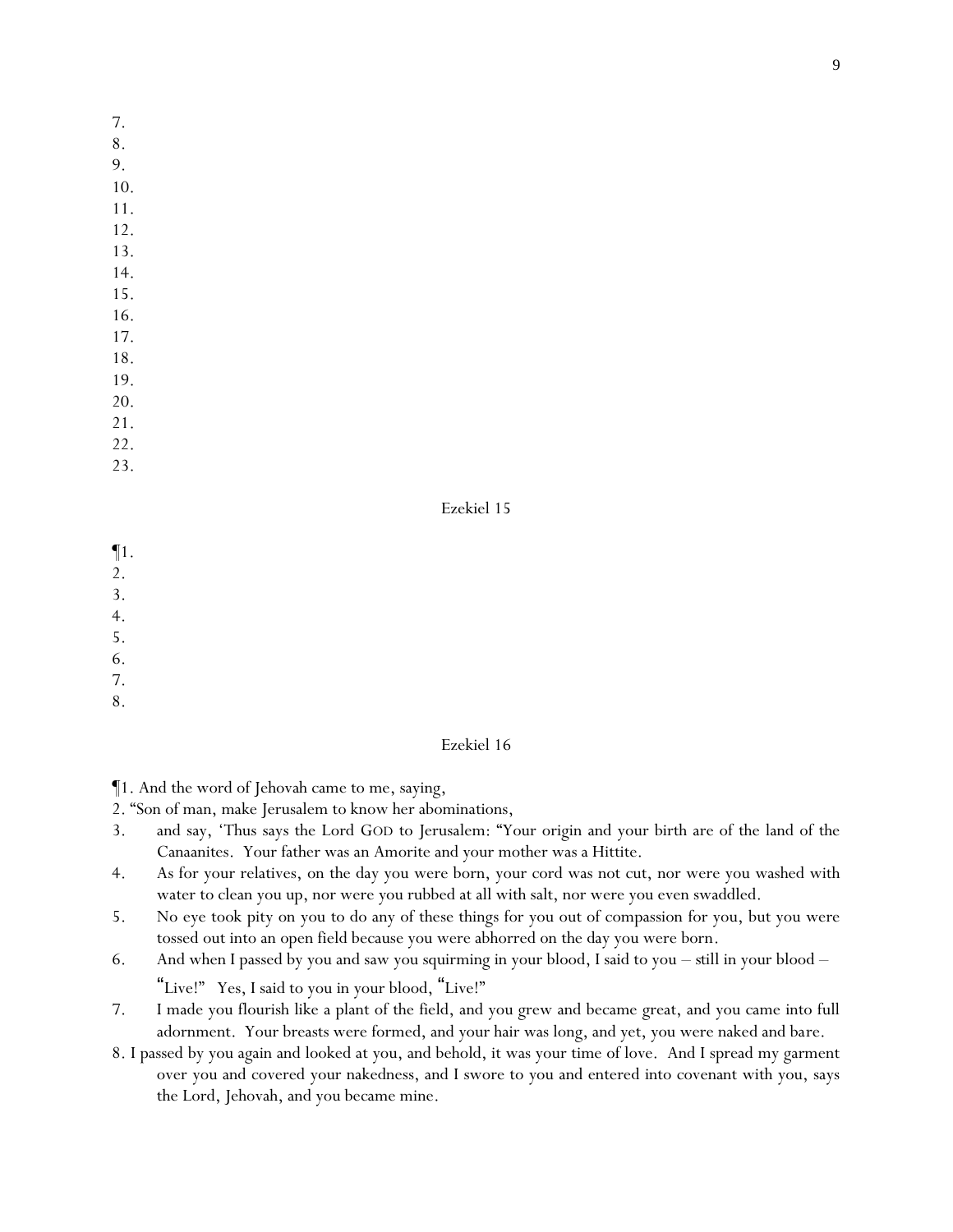7.
8.
9.
10.
11.
12.
13.
14.
15.
16.
17.
18.
19.
20.
21.
22.
23.

## Ezekiel 15

¶1.
2.
3.
4.
5.
6.
7.
8.

## Ezekiel 16

¶1. And the word of Jehovah came to me, saying,

2. "Son of man, make Jerusalem to know her abominations,

3. and say, 'Thus says the Lord GOD to Jerusalem: "Your origin and your birth are of the land of the Canaanites. Your father was an Amorite and your mother was a Hittite.

4. As for your relatives, on the day you were born, your cord was not cut, nor were you washed with water to clean you up, nor were you rubbed at all with salt, nor were you even swaddled.

5. No eye took pity on you to do any of these things for you out of compassion for you, but you were tossed out into an open field because you were abhorred on the day you were born.

6. And when I passed by you and saw you squirming in your blood, I said to you – still in your blood – "Live!" Yes, I said to you in your blood, "Live!"

7. I made you flourish like a plant of the field, and you grew and became great, and you came into full adornment. Your breasts were formed, and your hair was long, and yet, you were naked and bare.

8. I passed by you again and looked at you, and behold, it was your time of love. And I spread my garment over you and covered your nakedness, and I swore to you and entered into covenant with you, says the Lord, Jehovah, and you became mine.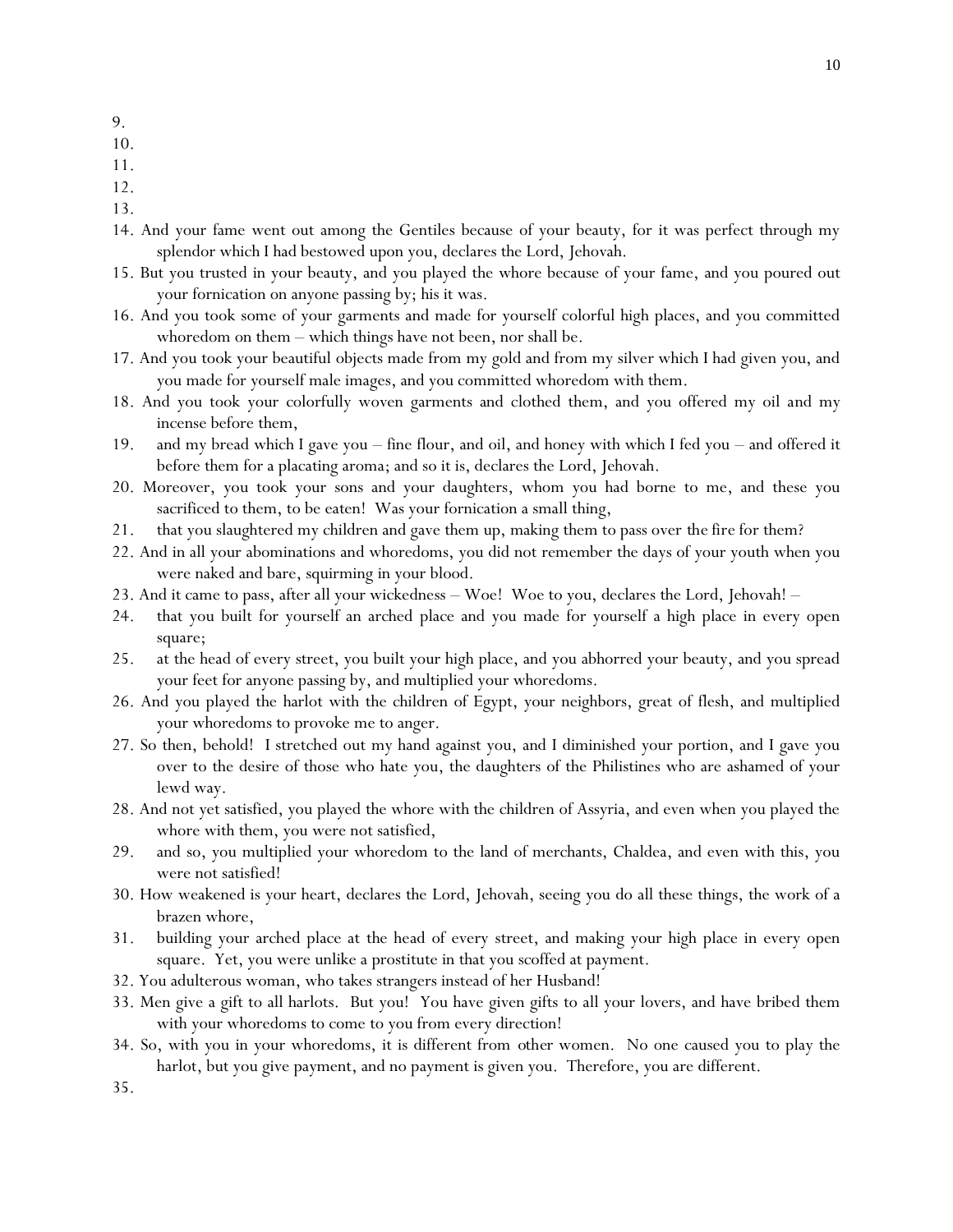9.
10.
11.
12.
13.
14. And your fame went out among the Gentiles because of your beauty, for it was perfect through my splendor which I had bestowed upon you, declares the Lord, Jehovah.
15. But you trusted in your beauty, and you played the whore because of your fame, and you poured out your fornication on anyone passing by; his it was.
16. And you took some of your garments and made for yourself colorful high places, and you committed whoredom on them – which things have not been, nor shall be.
17. And you took your beautiful objects made from my gold and from my silver which I had given you, and you made for yourself male images, and you committed whoredom with them.
18. And you took your colorfully woven garments and clothed them, and you offered my oil and my incense before them,
19. and my bread which I gave you – fine flour, and oil, and honey with which I fed you – and offered it before them for a placating aroma; and so it is, declares the Lord, Jehovah.
20. Moreover, you took your sons and your daughters, whom you had borne to me, and these you sacrificed to them, to be eaten! Was your fornication a small thing,
21. that you slaughtered my children and gave them up, making them to pass over the fire for them?
22. And in all your abominations and whoredoms, you did not remember the days of your youth when you were naked and bare, squirming in your blood.
23. And it came to pass, after all your wickedness – Woe! Woe to you, declares the Lord, Jehovah! –
24. that you built for yourself an arched place and you made for yourself a high place in every open square;
25. at the head of every street, you built your high place, and you abhorred your beauty, and you spread your feet for anyone passing by, and multiplied your whoredoms.
26. And you played the harlot with the children of Egypt, your neighbors, great of flesh, and multiplied your whoredoms to provoke me to anger.
27. So then, behold! I stretched out my hand against you, and I diminished your portion, and I gave you over to the desire of those who hate you, the daughters of the Philistines who are ashamed of your lewd way.
28. And not yet satisfied, you played the whore with the children of Assyria, and even when you played the whore with them, you were not satisfied,
29. and so, you multiplied your whoredom to the land of merchants, Chaldea, and even with this, you were not satisfied!
30. How weakened is your heart, declares the Lord, Jehovah, seeing you do all these things, the work of a brazen whore,
31. building your arched place at the head of every street, and making your high place in every open square. Yet, you were unlike a prostitute in that you scoffed at payment.
32. You adulterous woman, who takes strangers instead of her Husband!
33. Men give a gift to all harlots. But you! You have given gifts to all your lovers, and have bribed them with your whoredoms to come to you from every direction!
34. So, with you in your whoredoms, it is different from other women. No one caused you to play the harlot, but you give payment, and no payment is given you. Therefore, you are different.
35.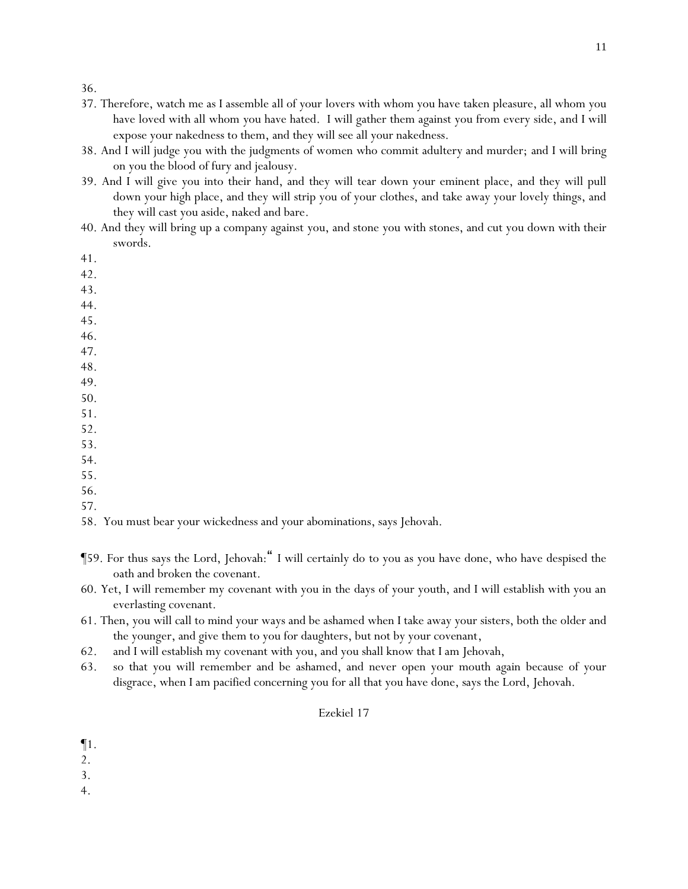36.

37. Therefore, watch me as I assemble all of your lovers with whom you have taken pleasure, all whom you have loved with all whom you have hated. I will gather them against you from every side, and I will expose your nakedness to them, and they will see all your nakedness.

38. And I will judge you with the judgments of women who commit adultery and murder; and I will bring on you the blood of fury and jealousy.

39. And I will give you into their hand, and they will tear down your eminent place, and they will pull down your high place, and they will strip you of your clothes, and take away your lovely things, and they will cast you aside, naked and bare.

40. And they will bring up a company against you, and stone you with stones, and cut you down with their swords.

41.

42.

43.

44.

45.

46.

47.

48.

49.

50.

51.

52.

53.

54.

55.

56.

57.

58. You must bear your wickedness and your abominations, says Jehovah.

¶59. For thus says the Lord, Jehovah:" I will certainly do to you as you have done, who have despised the oath and broken the covenant.

60. Yet, I will remember my covenant with you in the days of your youth, and I will establish with you an everlasting covenant.

61. Then, you will call to mind your ways and be ashamed when I take away your sisters, both the older and the younger, and give them to you for daughters, but not by your covenant,

62. and I will establish my covenant with you, and you shall know that I am Jehovah,

63. so that you will remember and be ashamed, and never open your mouth again because of your disgrace, when I am pacified concerning you for all that you have done, says the Lord, Jehovah.

## Ezekiel 17

¶1.

2.

3.

4.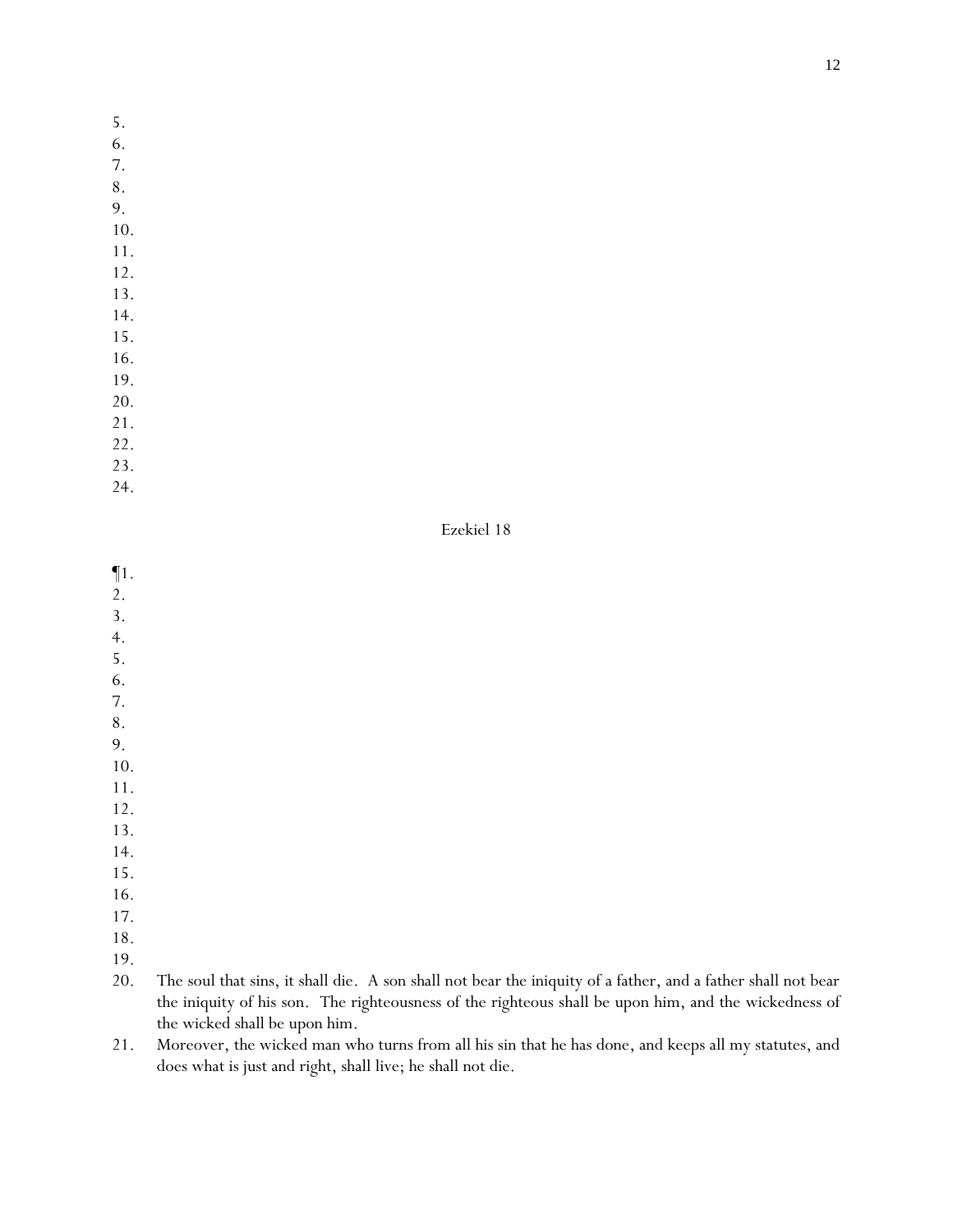5.
6.
7.
8.
9.
10.
11.
12.
13.
14.
15.
16.
19.
20.
21.
22.
23.
24.

Ezekiel 18

¶1.
2.
3.
4.
5.
6.
7.
8.
9.
10.
11.
12.
13.
14.
15.
16.
17.
18.
19.
20. The soul that sins, it shall die. A son shall not bear the iniquity of a father, and a father shall not bear the iniquity of his son. The righteousness of the righteous shall be upon him, and the wickedness of the wicked shall be upon him.
21. Moreover, the wicked man who turns from all his sin that he has done, and keeps all my statutes, and does what is just and right, shall live; he shall not die.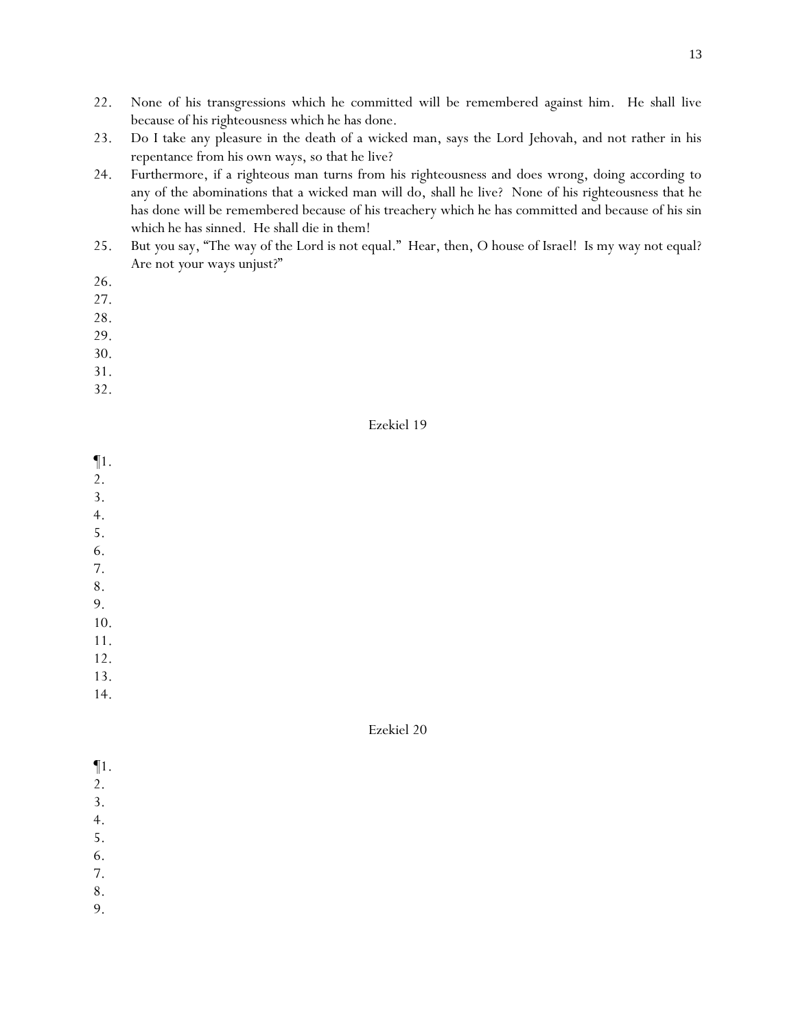22. None of his transgressions which he committed will be remembered against him. He shall live because of his righteousness which he has done.
23. Do I take any pleasure in the death of a wicked man, says the Lord Jehovah, and not rather in his repentance from his own ways, so that he live?
24. Furthermore, if a righteous man turns from his righteousness and does wrong, doing according to any of the abominations that a wicked man will do, shall he live? None of his righteousness that he has done will be remembered because of his treachery which he has committed and because of his sin which he has sinned. He shall die in them!
25. But you say, "The way of the Lord is not equal." Hear, then, O house of Israel! Is my way not equal? Are not your ways unjust?"
26.
27.
28.
29.
30.
31.
32.

## Ezekiel 19

¶1.
2.
3.
4.
5.
6.
7.
8.
9.
10.
11.
12.
13.
14.

## Ezekiel 20

¶1.
2.
3.
4.
5.
6.
7.
8.
9.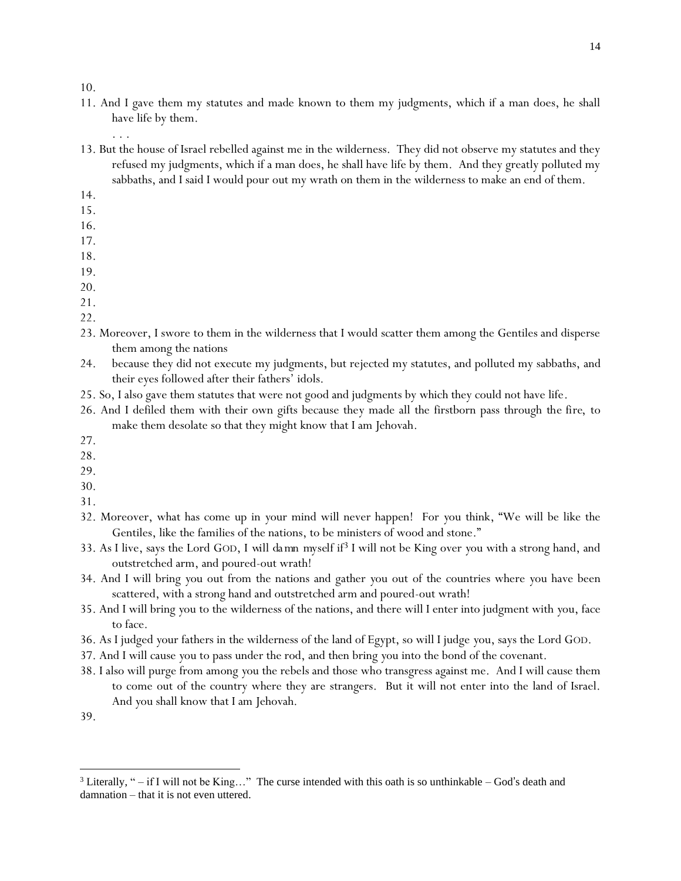10.

11. And I gave them my statutes and made known to them my judgments, which if a man does, he shall have life by them.

. . .

13. But the house of Israel rebelled against me in the wilderness. They did not observe my statutes and they refused my judgments, which if a man does, he shall have life by them. And they greatly polluted my sabbaths, and I said I would pour out my wrath on them in the wilderness to make an end of them.

14.

15.

16.

17.

18.

19.

20.

21.

22.

23. Moreover, I swore to them in the wilderness that I would scatter them among the Gentiles and disperse them among the nations

24. because they did not execute my judgments, but rejected my statutes, and polluted my sabbaths, and their eyes followed after their fathers' idols.

25. So, I also gave them statutes that were not good and judgments by which they could not have life.

26. And I defiled them with their own gifts because they made all the firstborn pass through the fire, to make them desolate so that they might know that I am Jehovah.

27.

28.

29.

30.

31.

32. Moreover, what has come up in your mind will never happen! For you think, "We will be like the Gentiles, like the families of the nations, to be ministers of wood and stone."

33. As I live, says the Lord GOD, I will *damn myself* if[3] I will not be King over you with a strong hand, and outstretched arm, and poured-out wrath!

34. And I will bring you out from the nations and gather you out of the countries where you have been scattered, with a strong hand and outstretched arm and poured-out wrath!

35. And I will bring you to the wilderness of the nations, and there will I enter into judgment with you, face to face.

36. As I judged your fathers in the wilderness of the land of Egypt, so will I judge you, says the Lord GOD.

37. And I will cause you to pass under the rod, and then bring you into the bond of the covenant.

38. I also will purge from among you the rebels and those who transgress against me. And I will cause them to come out of the country where they are strangers. But it will not enter into the land of Israel. And you shall know that I am Jehovah.

39.

---

[3] Literally, " – if I will not be King…" The curse intended with this oath is so unthinkable – God's death and damnation – that it is not even uttered.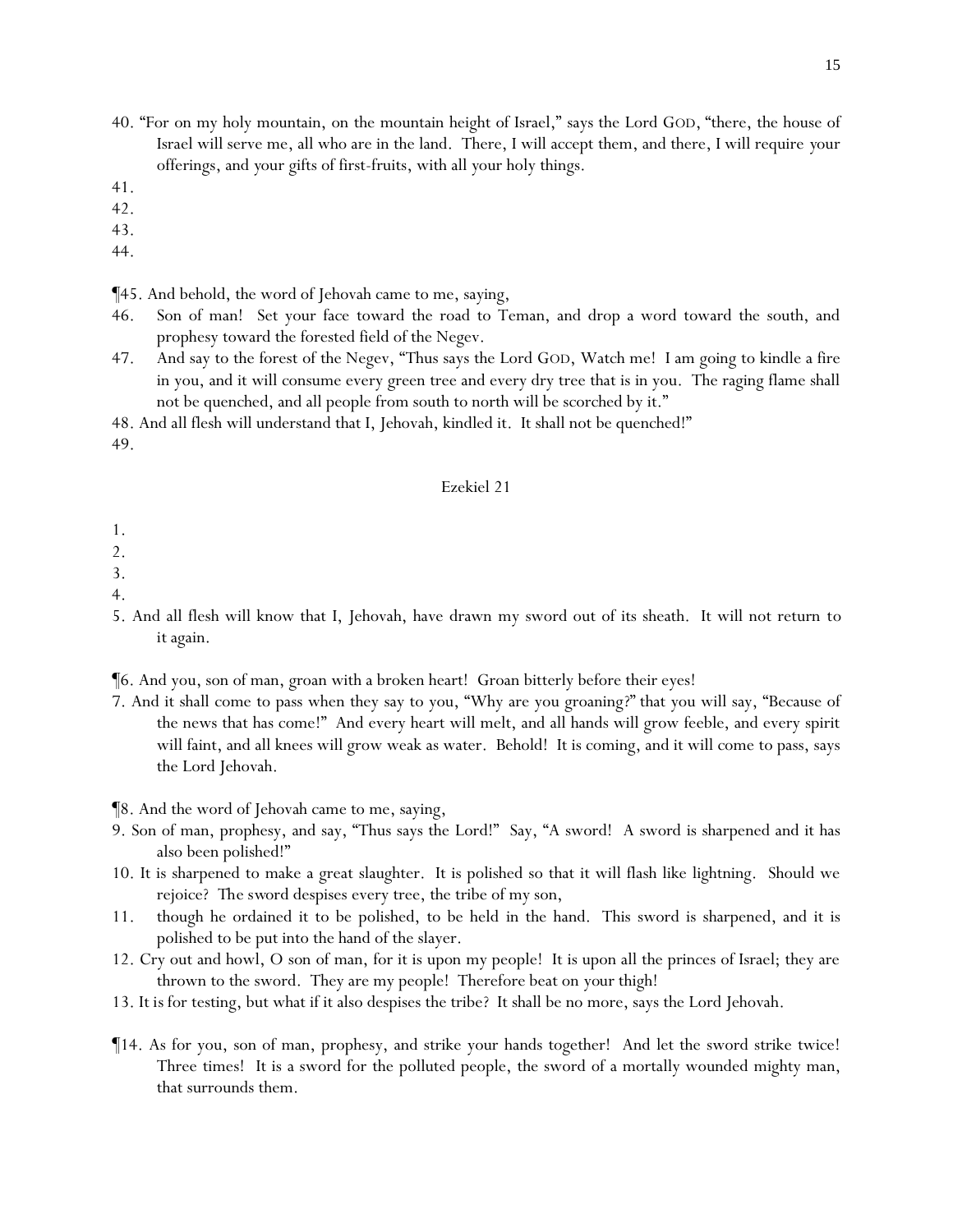40. "For on my holy mountain, on the mountain height of Israel," says the Lord GOD, "there, the house of Israel will serve me, all who are in the land. There, I will accept them, and there, I will require *y*our offerings, and *y*our gifts of first-fruits, with all *y*our holy things.

41.

42.

43.

44.

¶45. And behold, the word of Jehovah came to me, saying,

46. Son of man! Set your face toward the road to Teman, and drop a word toward the south, and prophesy toward the forested field of the Negev.

47. And say to the forest of the Negev, "Thus says the Lord GOD, Watch me! I am going to kindle a fire in you, and it will consume every green tree and every dry tree that is in you. The raging flame shall not be quenched, and all people from south to north will be scorched by it."

48. And all flesh will understand that I, Jehovah, kindled it. It shall not be quenched!"

49.

## Ezekiel 21

1.

2.

3.

4.

5. And all flesh will know that I, Jehovah, have drawn my sword out of its sheath. It will not return to it again.

¶6. And you, son of man, groan with a broken heart! Groan bitterly before their eyes!

7. And it shall come to pass when they say to you, "Why are you groaning?" that you will say, "Because of the news that has come!" And every heart will melt, and all hands will grow feeble, and every spirit will faint, and all knees will grow weak as water. Behold! It is coming, and it will come to pass, says the Lord Jehovah.

¶8. And the word of Jehovah came to me, saying,

9. Son of man, prophesy, and say, "Thus says the Lord!" Say, "A sword! A sword is sharpened and it has also been polished!"

10. It is sharpened to make a great slaughter. It is polished so that it will flash like lightning. Should we rejoice? The sword despises every tree, the tribe of my son,

11. though he ordained it to be polished, to be held in the hand. This sword is sharpened, and it is polished to be put into the hand of the slayer.

12. Cry out and howl, O son of man, for it is upon my people! It is upon all the princes of Israel; they are thrown to the sword. They are my people! Therefore beat on your thigh!

13. It is for testing, but what if it also despises the tribe? It shall be no more, says the Lord Jehovah.

¶14. As for you, son of man, prophesy, and strike your hands together! And let the sword strike twice! Three times! It is a sword for the polluted people, the sword of a mortally wounded mighty man, that surrounds them.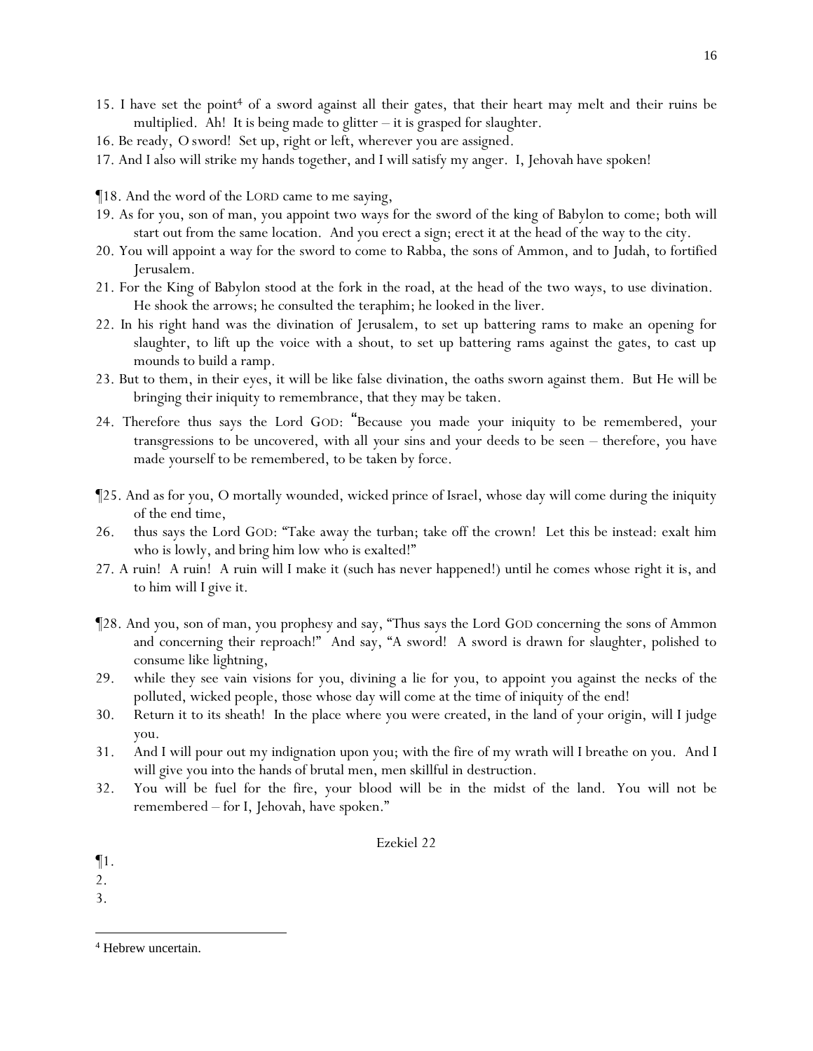15. I have set the point[4] of a sword against all their gates, that their heart may melt and their ruins be multiplied. Ah! It is being made to glitter – it is grasped for slaughter.
16. Be ready, O sword! Set up, right or left, wherever you are assigned.
17. And I also will strike my hands together, and I will satisfy my anger. I, Jehovah have spoken!

¶18. And the word of the LORD came to me saying,
19. As for you, son of man, you appoint two ways for the sword of the king of Babylon to come; both will start out from the same location. And you erect a sign; erect it at the head of the way to the city.
20. You will appoint a way for the sword to come to Rabba, the sons of Ammon, and to Judah, to fortified Jerusalem.
21. For the King of Babylon stood at the fork in the road, at the head of the two ways, to use divination. He shook the arrows; he consulted the teraphim; he looked in the liver.
22. In his right hand was the divination of Jerusalem, to set up battering rams to make an opening for slaughter, to lift up the voice with a shout, to set up battering rams against the gates, to cast up mounds to build a ramp.
23. But to them, in their eyes, it will be like false divination, the oaths sworn against them. But He will be bringing *their* iniquity to remembrance, that they may be taken.
24. Therefore thus says the Lord GOD: "Because you made your iniquity to be remembered, your transgressions to be uncovered, with all your sins and your deeds to be seen – therefore, you have made yourself to be remembered, to be taken by force.

¶25. And as for you, O mortally wounded, wicked prince of Israel, whose day will come during the iniquity of the end time,
26. thus says the Lord GOD: "Take away the turban; take off the crown! Let this be instead: exalt him who is lowly, and bring him low who is exalted!"
27. A ruin! A ruin! A ruin will I make it (such has never happened!) until he comes whose right it is, and to him will I give it.

¶28. And you, son of man, you prophesy and say, "Thus says the Lord GOD concerning the sons of Ammon and concerning their reproach!" And say, "A sword! A sword is drawn for slaughter, polished to consume like lightning,
29. while they see vain visions for you, divining a lie for you, to appoint you against the necks of the polluted, wicked people, those whose day will come at the time of iniquity of the end!
30. Return it to its sheath! In the place where you were created, in the land of your origin, will I judge you.
31. And I will pour out my indignation upon you; with the fire of my wrath will I breathe on you. And I will give you into the hands of brutal men, men skillful in destruction.
32. You will be fuel for the fire, your blood will be in the midst of the land. You will not be remembered – for I, Jehovah, have spoken."

## Ezekiel 22

¶1.
2.
3.

[4] Hebrew uncertain.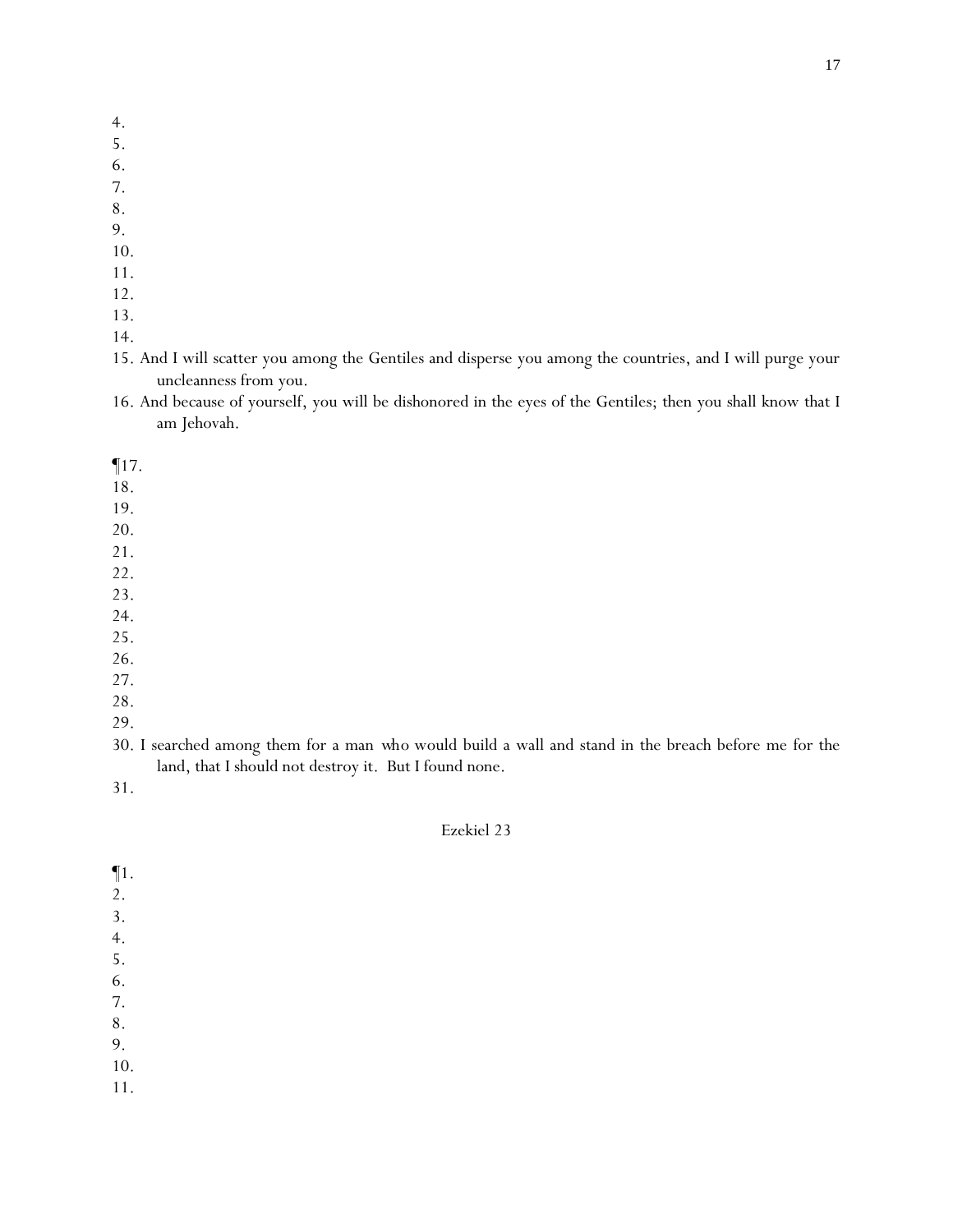4.
5.
6.
7.
8.
9.
10.
11.
12.
13.
14.
15. And I will scatter you among the Gentiles and disperse you among the countries, and I will purge your uncleanness from you.
16. And because of yourself, you will be dishonored in the eyes of the Gentiles; then you shall know that I am Jehovah.

¶17.
18.
19.
20.
21.
22.
23.
24.
25.
26.
27.
28.
29.
30. I searched among them for a man who would build a wall and stand in the breach before me for the land, that I should not destroy it. But I found none.
31.

## Ezekiel 23

¶1.
2.
3.
4.
5.
6.
7.
8.
9.
10.
11.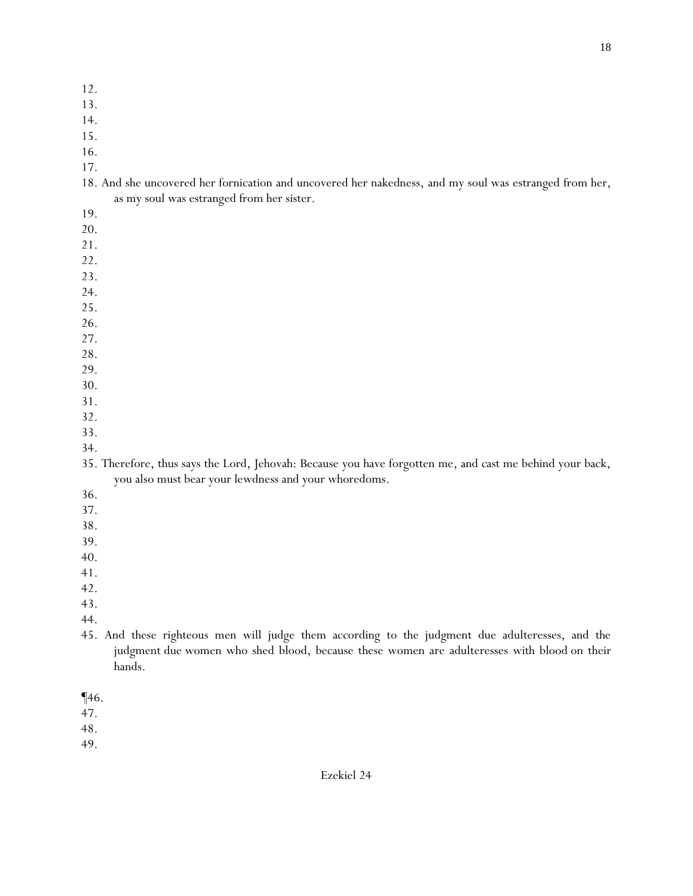12.
13.
14.
15.
16.
17.
18. And she uncovered her fornication and uncovered her nakedness, and my soul was estranged from her, as my soul was estranged from her sister.
19.
20.
21.
22.
23.
24.
25.
26.
27.
28.
29.
30.
31.
32.
33.
34.
35. Therefore, thus says the Lord, Jehovah: Because you have forgotten me, and cast me behind your back, you also must bear your lewdness and your whoredoms.
36.
37.
38.
39.
40.
41.
42.
43.
44.
45. And these righteous men will judge them according to the judgment due adulteresses, and the judgment due women who shed blood, because these women are adulteresses with blood on their hands.

¶46.
47.
48.
49.

## Ezekiel 24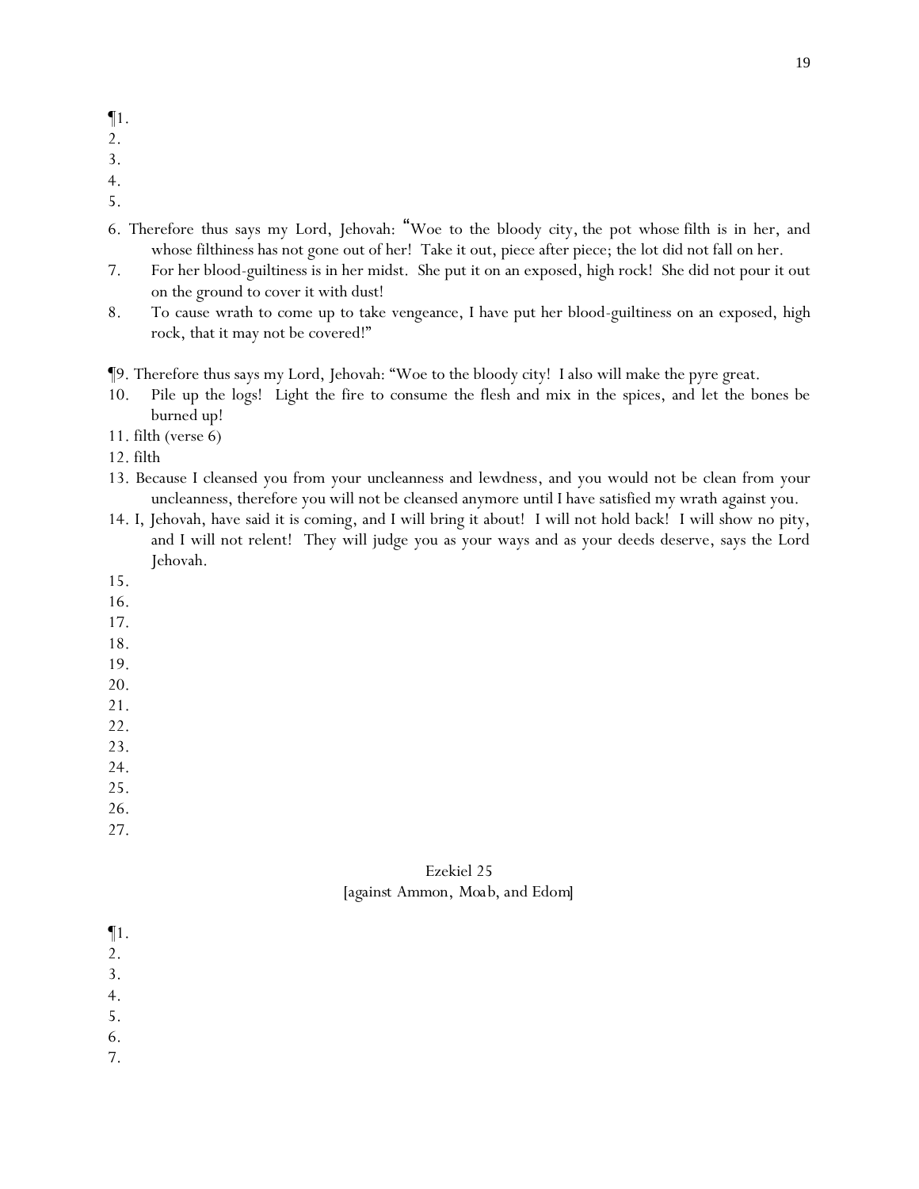¶1.
2.
3.
4.
5.
6. Therefore thus says my Lord, Jehovah: "Woe to the bloody city, the pot whose filth is in her, and whose filthiness has not gone out of her! Take it out, piece after piece; the lot did not fall on her.
7. For her blood-guiltiness is in her midst. She put it on an exposed, high rock! She did not pour it out on the ground to cover it with dust!
8. To cause wrath to come up to take vengeance, I have put her blood-guiltiness on an exposed, high rock, that it may not be covered!"

¶9. Therefore thus says my Lord, Jehovah: "Woe to the bloody city! I also will make the pyre great.
10. Pile up the logs! Light the fire to consume the flesh and mix in the spices, and let the bones be burned up!
11. filth (verse 6)
12. filth
13. Because I cleansed you from your uncleanness and lewdness, and you would not be clean from your uncleanness, therefore you will not be cleansed anymore until I have satisfied my wrath against you.
14. I, Jehovah, have said it is coming, and I will bring it about! I will not hold back! I will show no pity, and I will not relent! They will judge you as your ways and as your deeds deserve, says the Lord Jehovah.
15.
16.
17.
18.
19.
20.
21.
22.
23.
24.
25.
26.
27.

## Ezekiel 25
[against Ammon, Moab, and Edom]

¶1.
2.
3.
4.
5.
6.
7.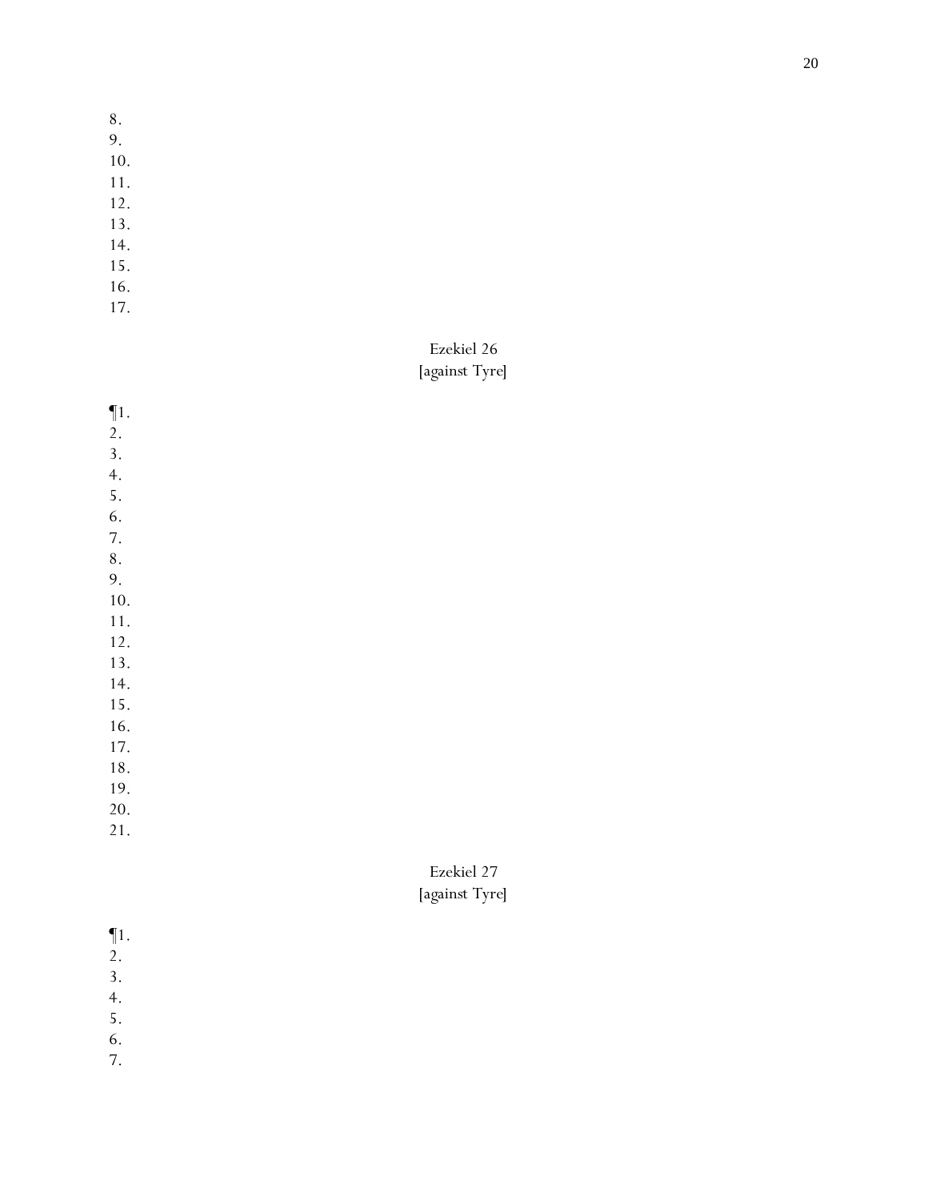8.
9.
10.
11.
12.
13.
14.
15.
16.
17.

## Ezekiel 26
[against Tyre]

¶1.
2.
3.
4.
5.
6.
7.
8.
9.
10.
11.
12.
13.
14.
15.
16.
17.
18.
19.
20.
21.

## Ezekiel 27
[against Tyre]

¶1.
2.
3.
4.
5.
6.
7.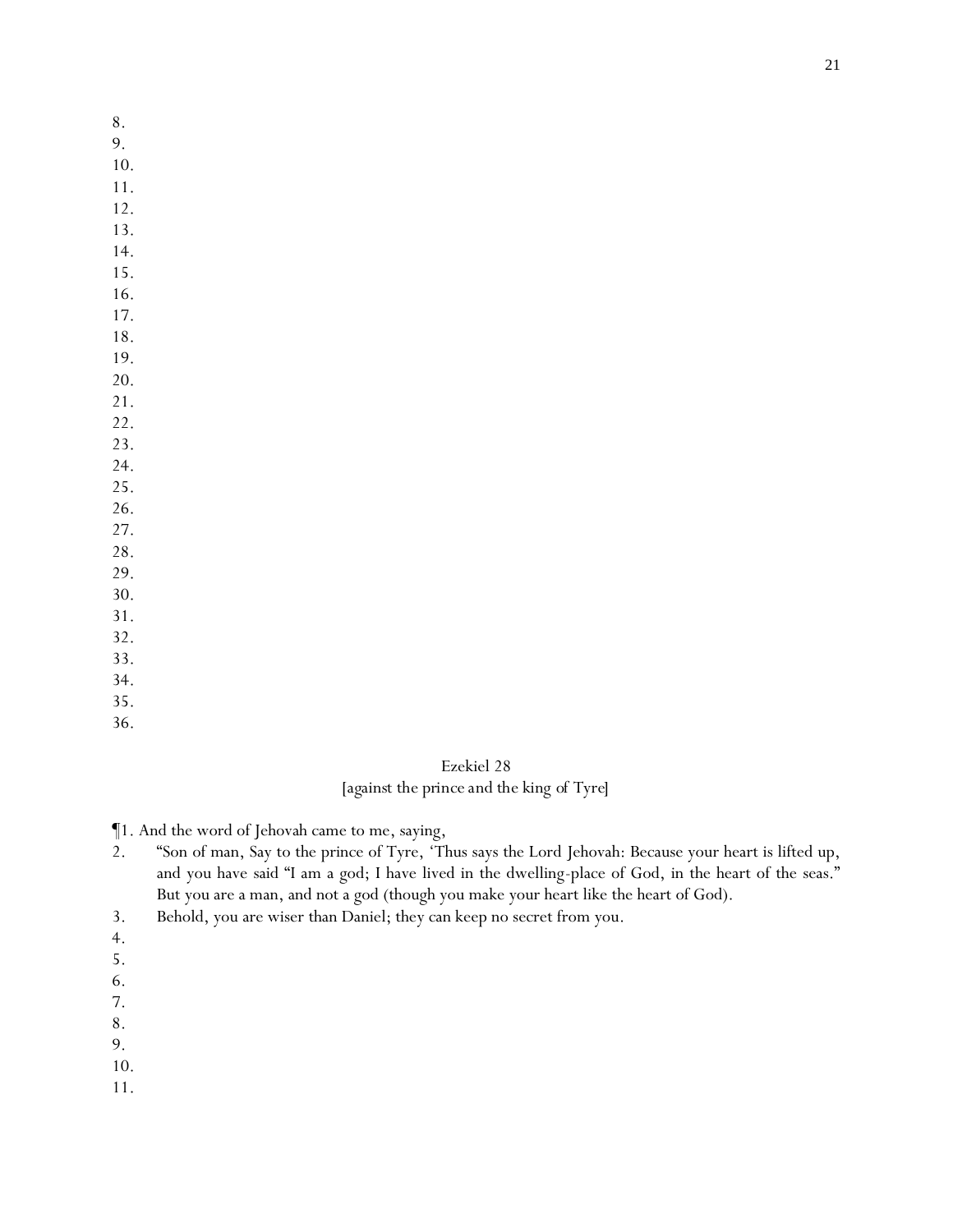8.
9.
10.
11.
12.
13.
14.
15.
16.
17.
18.
19.
20.
21.
22.
23.
24.
25.
26.
27.
28.
29.
30.
31.
32.
33.
34.
35.
36.

## Ezekiel 28
[against the prince and the king of Tyre]

¶1. And the word of Jehovah came to me, saying,

2. “Son of man, Say to the prince of Tyre, ‘Thus says the Lord Jehovah: Because your heart is lifted up, and you have said “I am a god; I have lived in the dwelling-place of God, in the heart of the seas.” But you are a man, and not a god (though you make your heart like the heart of God).

3. Behold, you are wiser than Daniel; they can keep no secret from you.

4.
5.
6.
7.
8.
9.
10.
11.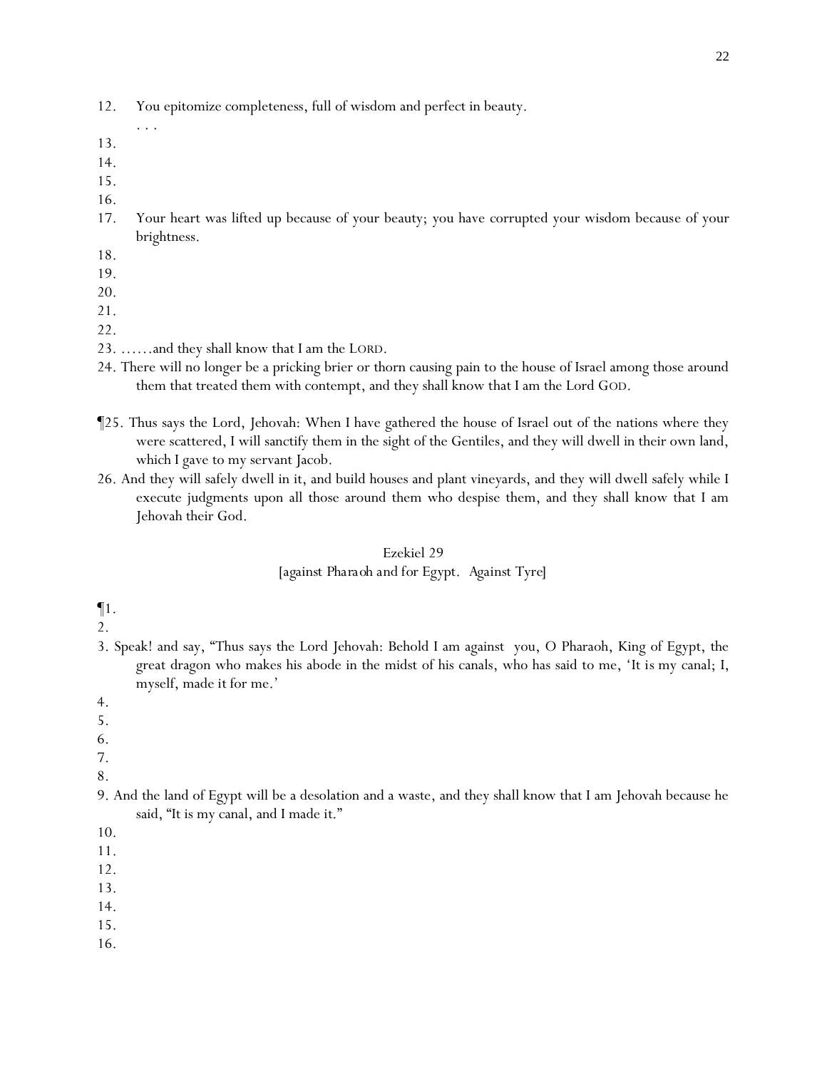12. You epitomize completeness, full of wisdom and perfect in beauty.

. . .

13.

14.

15.

16.

17. Your heart was lifted up because of your beauty; you have corrupted your wisdom because of your brightness.

18.

19.

20.

21.

22.

23. ……and they shall know that I am the LORD.

24. There will no longer be a pricking brier or thorn causing pain to the house of Israel among those around them that treated them with contempt, and they shall know that I am the Lord GOD.

¶25. Thus says the Lord, Jehovah: When I have gathered the house of Israel out of the nations where they were scattered, I will sanctify them in the sight of the Gentiles, and they will dwell in their own land, which I gave to my servant Jacob.

26. And they will safely dwell in it, and build houses and plant vineyards, and they will dwell safely while I execute judgments upon all those around them who despise them, and they shall know that I am Jehovah their God.

## Ezekiel 29

[against Pharaoh and for Egypt. Against Tyre]

¶1.

2.

3. Speak! and say, "Thus says the Lord Jehovah: Behold I am against you, O Pharaoh, King of Egypt, the great dragon who makes his abode in the midst of his canals, who has said to me, 'It is my canal; I, myself, made it for me.'

4.

5.

6.

7.

8.

9. And the land of Egypt will be a desolation and a waste, and they shall know that I am Jehovah because he said, "It is my canal, and I made it."

10.

11.

12.

13.

14.

15.

16.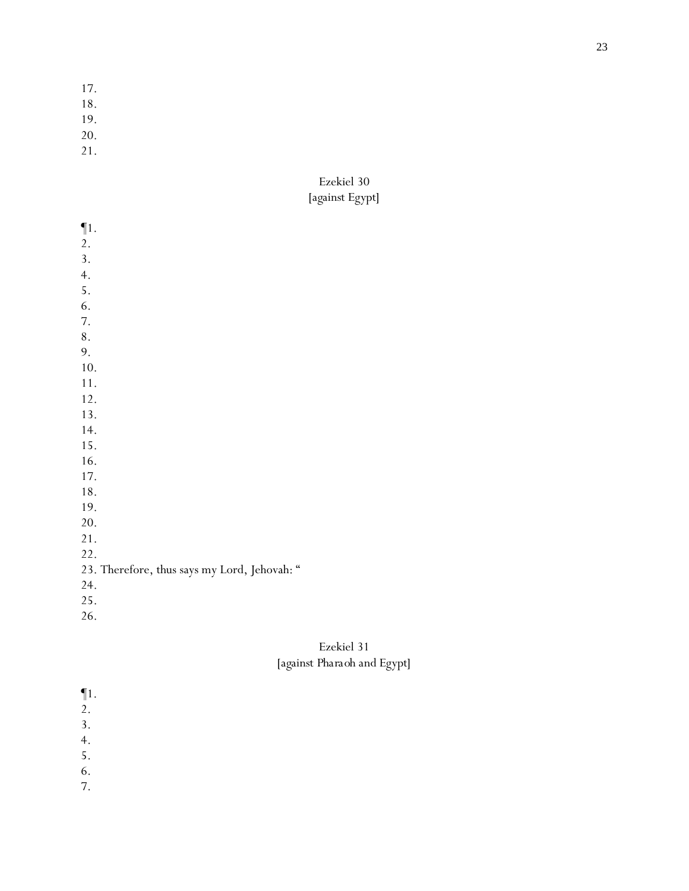17.
18.
19.
20.
21.

Ezekiel 30
[against Egypt]

¶1.
2.
3.
4.
5.
6.
7.
8.
9.
10.
11.
12.
13.
14.
15.
16.
17.
18.
19.
20.
21.
22.
23. Therefore, thus says my Lord, Jehovah: "
24.
25.
26.

Ezekiel 31
[against Pharaoh and Egypt]

¶1.
2.
3.
4.
5.
6.
7.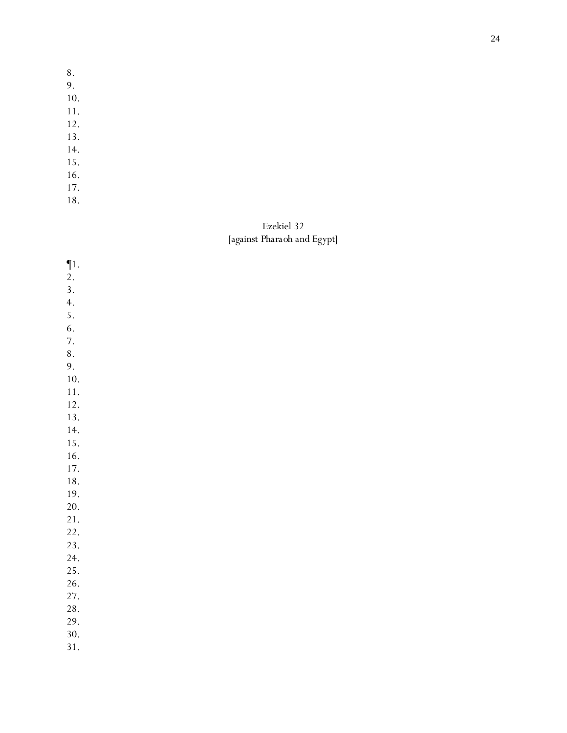8.
9.
10.
11.
12.
13.
14.
15.
16.
17.
18.

Ezekiel 32
[against Pharaoh and Egypt]

¶1.
2.
3.
4.
5.
6.
7.
8.
9.
10.
11.
12.
13.
14.
15.
16.
17.
18.
19.
20.
21.
22.
23.
24.
25.
26.
27.
28.
29.
30.
31.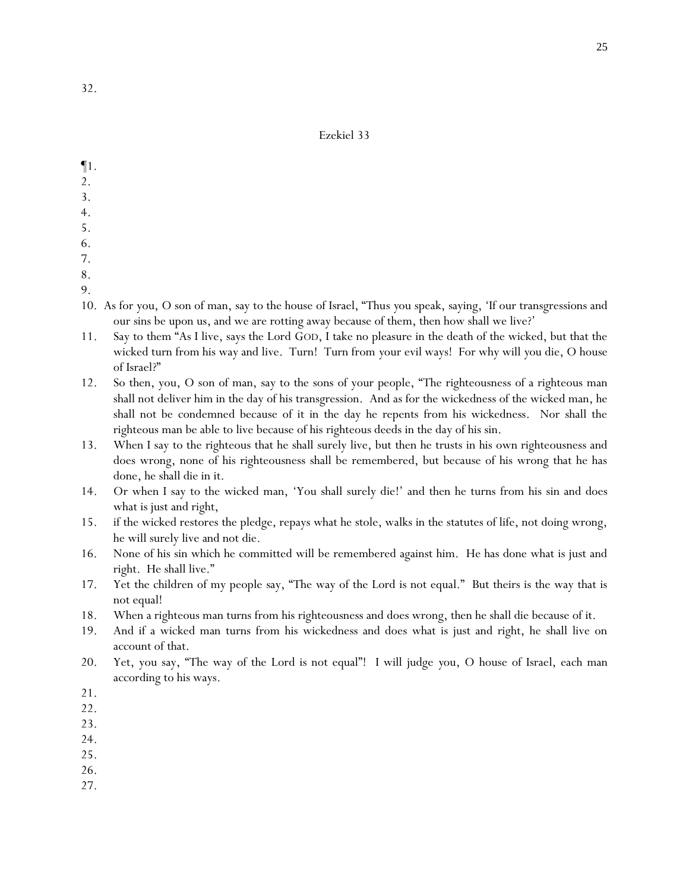32.

## Ezekiel 33

¶1.

2.

3.

4.

5.

6.

7.

8.

9.

10. As for you, O son of man, say to the house of Israel, "Thus you speak, saying, 'If our transgressions and our sins be upon us, and we are rotting away because of them, then how shall we live?'

11. Say to them "As I live, says the Lord GOD, I take no pleasure in the death of the wicked, but that the wicked turn from his way and live. Turn! Turn from your evil ways! For why will you die, O house of Israel?"

12. So then, you, O son of man, say to the sons of your people, "The righteousness of a righteous man shall not deliver him in the day of his transgression. And as for the wickedness of the wicked man, he shall not be condemned because of it in the day he repents from his wickedness. Nor shall the righteous man be able to live because of his righteous deeds in the day of his sin.

13. When I say to the righteous that he shall surely live, but then he trusts in his own righteousness and does wrong, none of his righteousness shall be remembered, but because of his wrong that he has done, he shall die in it.

14. Or when I say to the wicked man, 'You shall surely die!' and then he turns from his sin and does what is just and right,

15. if the wicked restores the pledge, repays what he stole, walks in the statutes of life, not doing wrong, he will surely live and not die.

16. None of his sin which he committed will be remembered against him. He has done what is just and right. He shall live."

17. Yet the children of my people say, "The way of the Lord is not equal." But theirs is the way that is not equal!

18. When a righteous man turns from his righteousness and does wrong, then he shall die because of it.

19. And if a wicked man turns from his wickedness and does what is just and right, he shall live on account of that.

20. Yet, you say, "The way of the Lord is not equal"! I will judge you, O house of Israel, each man according to his ways.

21.

22.

23.

24.

25.

26.

27.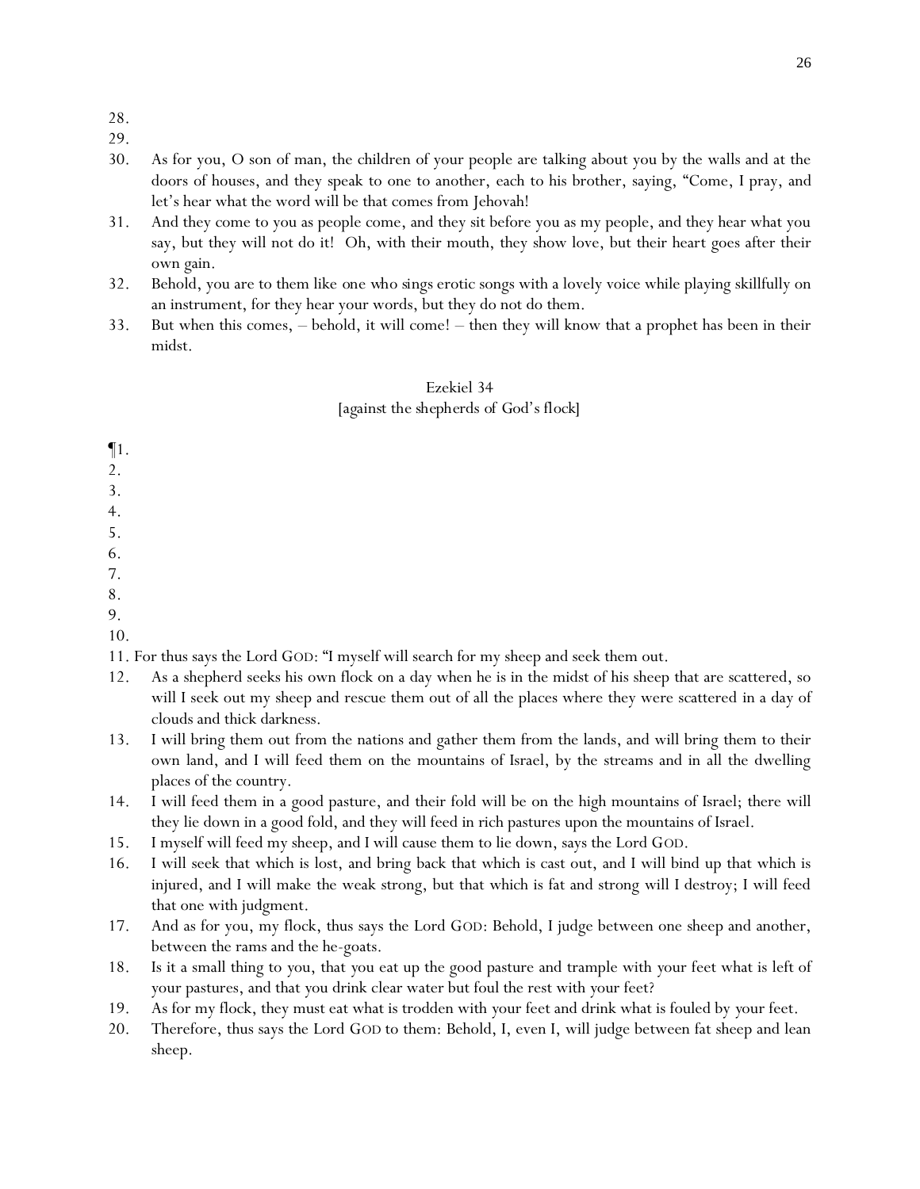28.
29.
30. As for you, O son of man, the children of your people are talking about you by the walls and at the doors of houses, and they speak to one to another, each to his brother, saying, "Come, I pray, and let's hear what the word will be that comes from Jehovah!
31. And they come to you as people come, and they sit before you as my people, and they hear what you say, but they will not do it! Oh, with their mouth, they show love, but their heart goes after their own gain.
32. Behold, you are to them like one who sings erotic songs with a lovely voice while playing skillfully on an instrument, for they hear your words, but they do not do them.
33. But when this comes, – behold, it will come! – then they will know that a prophet has been in their midst.

## Ezekiel 34
[against the shepherds of God's flock]

¶1.
2.
3.
4.
5.
6.
7.
8.
9.
10.
11. For thus says the Lord GOD: "I myself will search for my sheep and seek them out.
12. As a shepherd seeks his own flock on a day when he is in the midst of his sheep that are scattered, so will I seek out my sheep and rescue them out of all the places where they were scattered in a day of clouds and thick darkness.
13. I will bring them out from the nations and gather them from the lands, and will bring them to their own land, and I will feed them on the mountains of Israel, by the streams and in all the dwelling places of the country.
14. I will feed them in a good pasture, and their fold will be on the high mountains of Israel; there will they lie down in a good fold, and they will feed in rich pastures upon the mountains of Israel.
15. I myself will feed my sheep, and I will cause them to lie down, says the Lord GOD.
16. I will seek that which is lost, and bring back that which is cast out, and I will bind up that which is injured, and I will make the weak strong, but that which is fat and strong will I destroy; I will feed that one with judgment.
17. And as for you, my flock, thus says the Lord GOD: Behold, I judge between one sheep and another, between the rams and the he-goats.
18. Is it a small thing to you, that you eat up the good pasture and trample with your feet what is left of your pastures, and that you drink clear water but foul the rest with your feet?
19. As for my flock, they must eat what is trodden with your feet and drink what is fouled by your feet.
20. Therefore, thus says the Lord GOD to them: Behold, I, even I, will judge between fat sheep and lean sheep.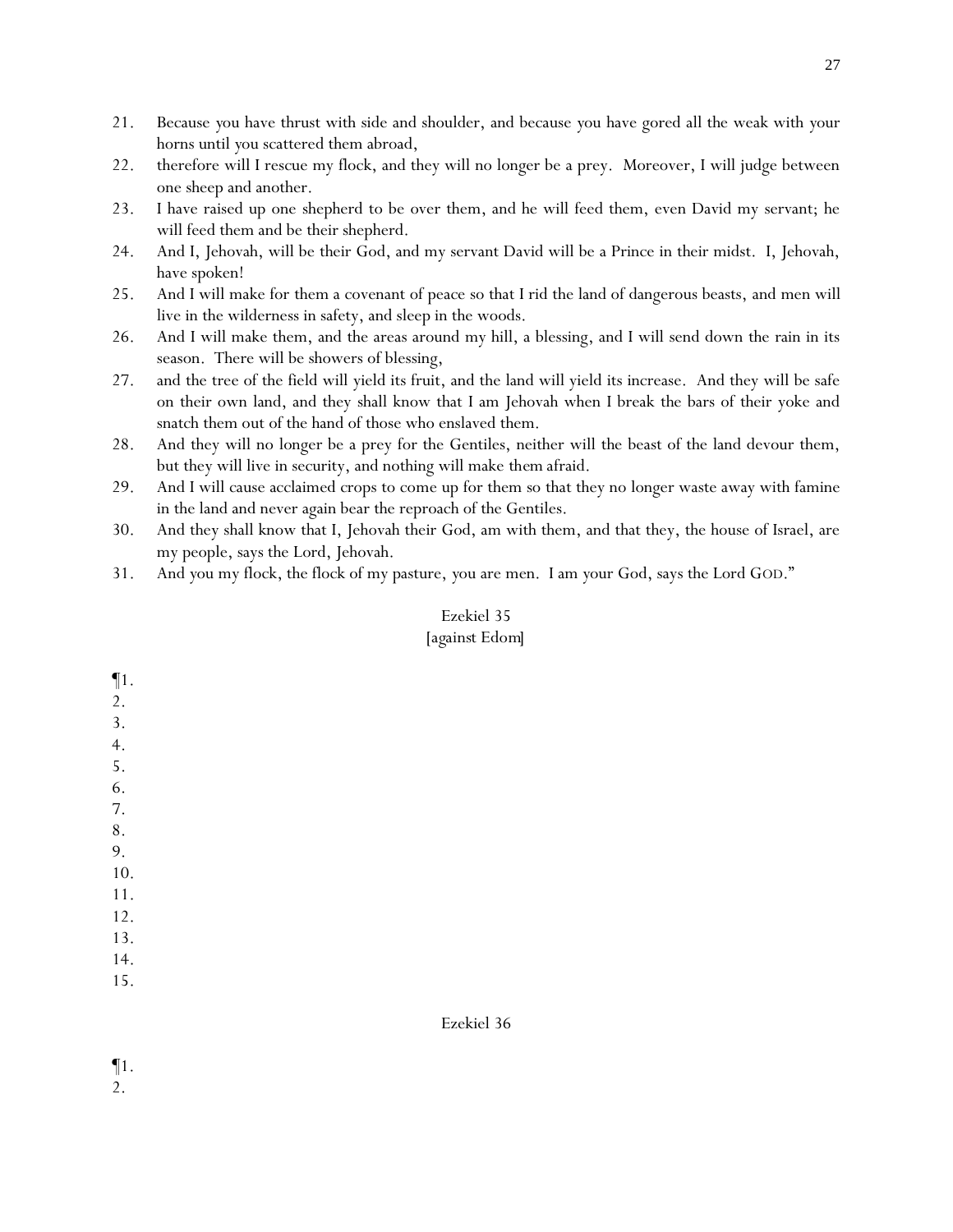21. Because you have thrust with side and shoulder, and because you have gored all the weak with your horns until you scattered them abroad,
22. therefore will I rescue my flock, and they will no longer be a prey. Moreover, I will judge between one sheep and another.
23. I have raised up one shepherd to be over them, and he will feed them, even David my servant; he will feed them and be their shepherd.
24. And I, Jehovah, will be their God, and my servant David will be a Prince in their midst. I, Jehovah, have spoken!
25. And I will make for them a covenant of peace so that I rid the land of dangerous beasts, and men will live in the wilderness in safety, and sleep in the woods.
26. And I will make them, and the areas around my hill, a blessing, and I will send down the rain in its season. There will be showers of blessing,
27. and the tree of the field will yield its fruit, and the land will yield its increase. And they will be safe on their own land, and they shall know that I am Jehovah when I break the bars of their yoke and snatch them out of the hand of those who enslaved them.
28. And they will no longer be a prey for the Gentiles, neither will the beast of the land devour them, but they will live in security, and nothing will make them afraid.
29. And I will cause acclaimed crops to come up for them so that they no longer waste away with famine in the land and never again bear the reproach of the Gentiles.
30. And they shall know that I, Jehovah their God, am with them, and that they, the house of Israel, are my people, says the Lord, Jehovah.
31. And you my flock, the flock of my pasture, you are men. I am your God, says the Lord GOD."

## Ezekiel 35
[against Edom]

¶1.
2.
3.
4.
5.
6.
7.
8.
9.
10.
11.
12.
13.
14.
15.

## Ezekiel 36

¶1.
2.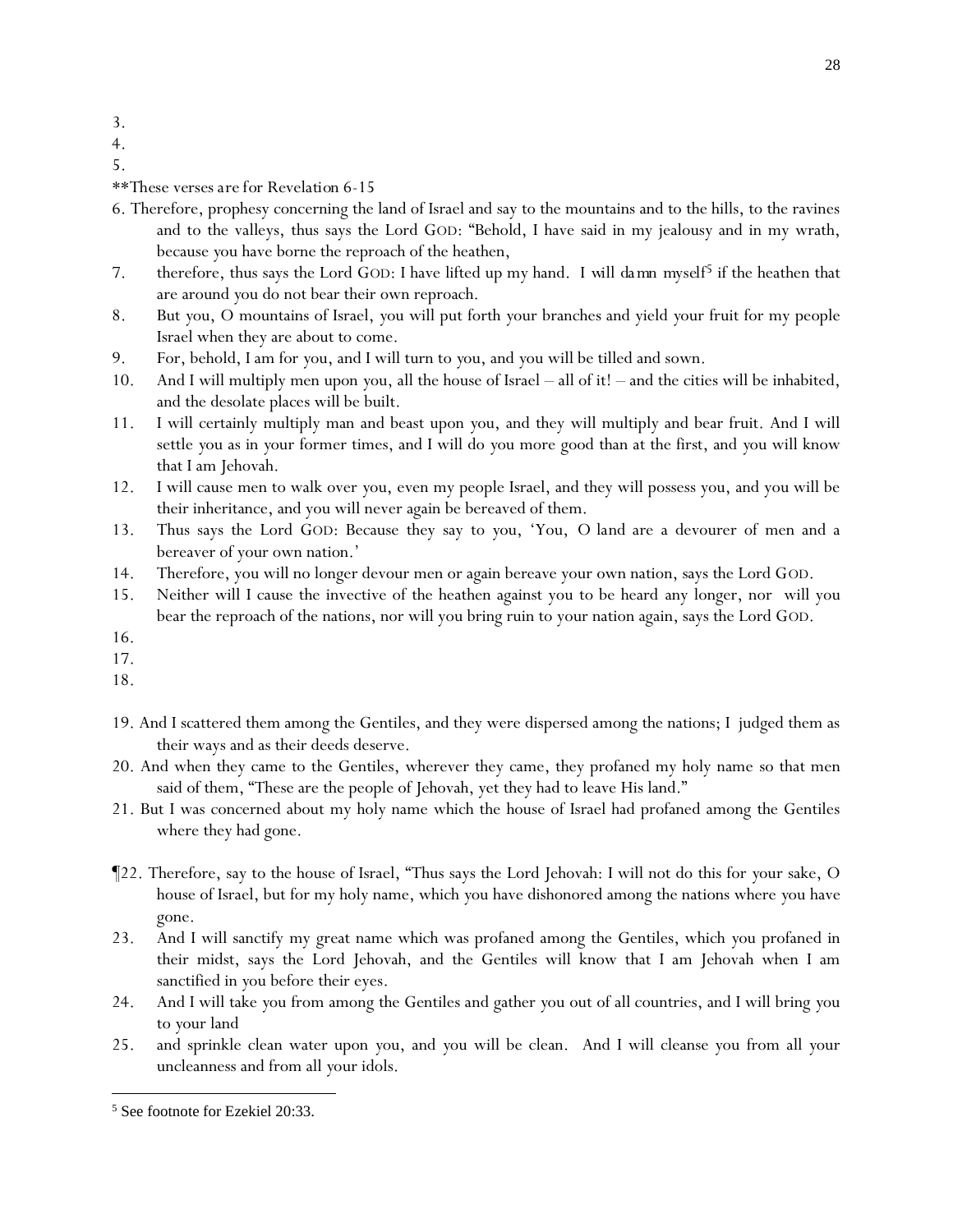3.
4.
5.

**These verses are for Revelation 6-15

6. Therefore, prophesy concerning the land of Israel and say to the mountains and to the hills, to the ravines and to the valleys, thus says the Lord GOD: "Behold, I have said in my jealousy and in my wrath, because you have borne the reproach of the heathen,
7. therefore, thus says the Lord GOD: I have lifted up my hand. I will damn myself[5] if the heathen that are around you do not bear their own reproach.
8. But you, O mountains of Israel, you will put forth your branches and yield your fruit for my people Israel when they are about to come.
9. For, behold, I am for you, and I will turn to you, and you will be tilled and sown.
10. And I will multiply men upon you, all the house of Israel – all of it! – and the cities will be inhabited, and the desolate places will be built.
11. I will certainly multiply man and beast upon you, and they will multiply and bear fruit. And I will settle you as in your former times, and I will do you more good than at the first, and you will know that I am Jehovah.
12. I will cause men to walk over you, even my people Israel, and they will possess you, and you will be their inheritance, and you will never again be bereaved of them.
13. Thus says the Lord GOD: Because they say to you, 'You, O land are a devourer of men and a bereaver of your own nation.'
14. Therefore, you will no longer devour men or again bereave your own nation, says the Lord GOD.
15. Neither will I cause the invective of the heathen against you to be heard any longer, nor will you bear the reproach of the nations, nor will you bring ruin to your nation again, says the Lord GOD.
16.
17.
18.

19. And I scattered them among the Gentiles, and they were dispersed among the nations; I judged them as their ways and as their deeds deserve.
20. And when they came to the Gentiles, wherever they came, they profaned my holy name so that men said of them, "These are the people of Jehovah, yet they had to leave His land."
21. But I was concerned about my holy name which the house of Israel had profaned among the Gentiles where they had gone.

¶22. Therefore, say to the house of Israel, "Thus says the Lord Jehovah: I will not do this for your sake, O house of Israel, but for my holy name, which you have dishonored among the nations where you have gone.
23. And I will sanctify my great name which was profaned among the Gentiles, which you profaned in their midst, says the Lord Jehovah, and the Gentiles will know that I am Jehovah when I am sanctified in you before their eyes.
24. And I will take you from among the Gentiles and gather you out of all countries, and I will bring you to your land
25. and sprinkle clean water upon you, and you will be clean. And I will cleanse you from all your uncleanness and from all your idols.

---

[5] See footnote for Ezekiel 20:33.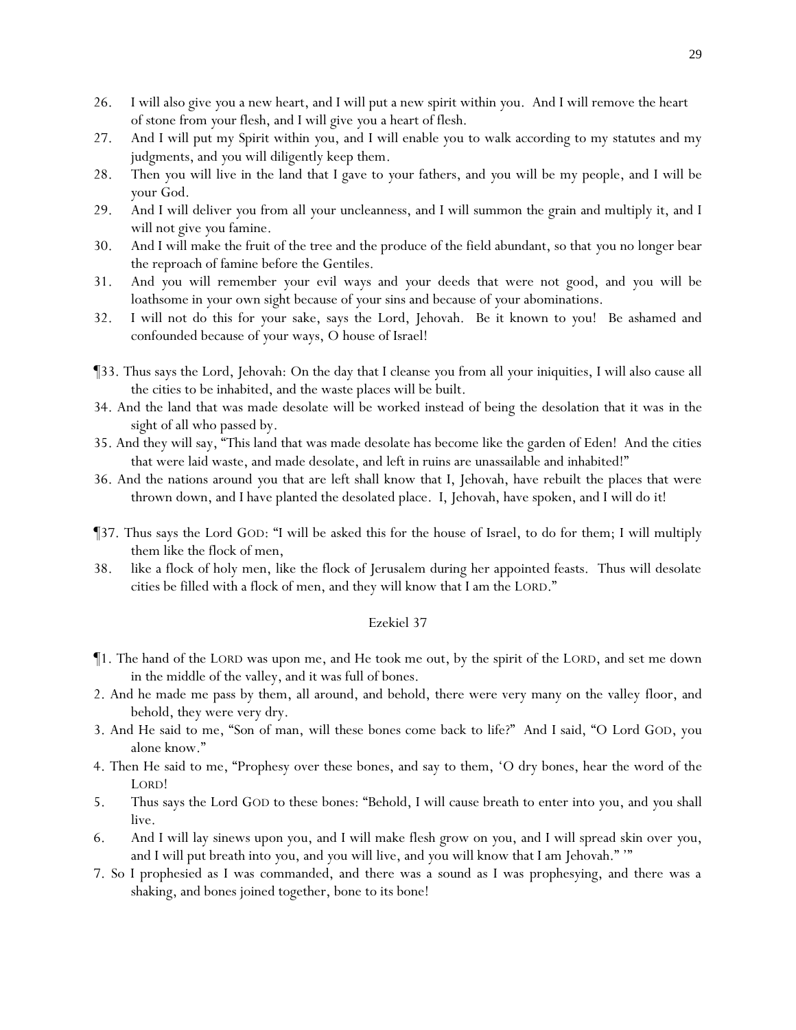26. I will also give you a new heart, and I will put a new spirit within you. And I will remove the heart of stone from your flesh, and I will give you a heart of flesh.
27. And I will put my Spirit within you, and I will enable you to walk according to my statutes and my judgments, and you will diligently keep them.
28. Then you will live in the land that I gave to your fathers, and you will be my people, and I will be your God.
29. And I will deliver you from all your uncleanness, and I will summon the grain and multiply it, and I will not give you famine.
30. And I will make the fruit of the tree and the produce of the field abundant, so that you no longer bear the reproach of famine before the Gentiles.
31. And you will remember your evil ways and your deeds that were not good, and you will be loathsome in your own sight because of your sins and because of your abominations.
32. I will not do this for your sake, says the Lord, Jehovah. Be it known to you! Be ashamed and confounded because of your ways, O house of Israel!

¶33. Thus says the Lord, Jehovah: On the day that I cleanse you from all your iniquities, I will also cause all the cities to be inhabited, and the waste places will be built.
34. And the land that was made desolate will be worked instead of being the desolation that it was in the sight of all who passed by.
35. And they will say, "This land that was made desolate has become like the garden of Eden! And the cities that were laid waste, and made desolate, and left in ruins are unassailable and inhabited!"
36. And the nations around you that are left shall know that I, Jehovah, have rebuilt the places that were thrown down, and I have planted the desolated place. I, Jehovah, have spoken, and I will do it!

¶37. Thus says the Lord GOD: "I will be asked this for the house of Israel, to do for them; I will multiply them like the flock of men,
38. like a flock of holy men, like the flock of Jerusalem during her appointed feasts. Thus will desolate cities be filled with a flock of men, and they will know that I am the LORD."

## Ezekiel 37

¶1. The hand of the LORD was upon me, and He took me out, by the spirit of the LORD, and set me down in the middle of the valley, and it was full of bones.
2. And he made me pass by them, all around, and behold, there were very many on the valley floor, and behold, they were very dry.
3. And He said to me, "Son of man, will these bones come back to life?" And I said, "O Lord GOD, you alone know."
4. Then He said to me, "Prophesy over these bones, and say to them, 'O dry bones, hear the word of the LORD!
5. Thus says the Lord GOD to these bones: "Behold, I will cause breath to enter into you, and you shall live.
6. And I will lay sinews upon you, and I will make flesh grow on you, and I will spread skin over you, and I will put breath into you, and you will live, and you will know that I am Jehovah." '"
7. So I prophesied as I was commanded, and there was a sound as I was prophesying, and there was a shaking, and bones joined together, bone to its bone!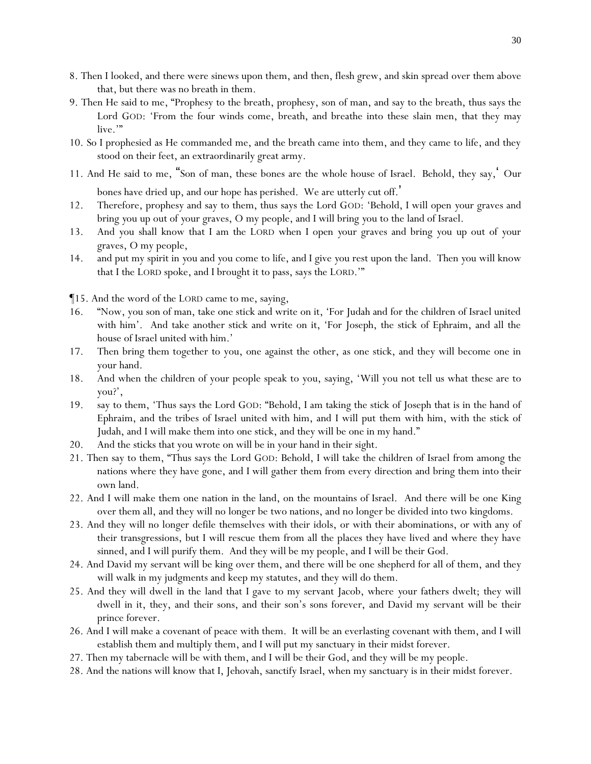8. Then I looked, and there were sinews upon them, and then, flesh grew, and skin spread over them above that, but there was no breath in them.

9. Then He said to me, "Prophesy to the breath, prophesy, son of man, and say to the breath, thus says the Lord GOD: 'From the four winds come, breath, and breathe into these slain men, that they may live.'"

10. So I prophesied as He commanded me, and the breath came into them, and they came to life, and they stood on their feet, an extraordinarily great army.

11. And He said to me, "Son of man, these bones are the whole house of Israel. Behold, they say, 'Our bones have dried up, and our hope has perished. We are utterly cut off.'

12. Therefore, prophesy and say to them, thus says the Lord GOD: 'Behold, I will open your graves and bring you up out of your graves, O my people, and I will bring you to the land of Israel.

13. And you shall know that I am the LORD when I open your graves and bring you up out of your graves, O my people,

14. and put my spirit in you and you come to life, and I give you rest upon the land. Then you will know that I the LORD spoke, and I brought it to pass, says the LORD.'"

¶15. And the word of the LORD came to me, saying,

16. "Now, you son of man, take one stick and write on it, 'For Judah and for the children of Israel united with him'. And take another stick and write on it, 'For Joseph, the stick of Ephraim, and all the house of Israel united with him.'

17. Then bring them together to you, one against the other, as one stick, and they will become one in your hand.

18. And when the children of your people speak to you, saying, 'Will you not tell us what these are to you?',

19. say to them, 'Thus says the Lord GOD: "Behold, I am taking the stick of Joseph that is in the hand of Ephraim, and the tribes of Israel united with him, and I will put them with him, with the stick of Judah, and I will make them into one stick, and they will be one in my hand."

20. And the sticks that you wrote on will be in your hand in their sight.

21. Then say to them, "Thus says the Lord GOD: Behold, I will take the children of Israel from among the nations where they have gone, and I will gather them from every direction and bring them into their own land.

22. And I will make them one nation in the land, on the mountains of Israel. And there will be one King over them all, and they will no longer be two nations, and no longer be divided into two kingdoms.

23. And they will no longer defile themselves with their idols, or with their abominations, or with any of their transgressions, but I will rescue them from all the places they have lived and where they have sinned, and I will purify them. And they will be my people, and I will be their God.

24. And David my servant will be king over them, and there will be one shepherd for all of them, and they will walk in my judgments and keep my statutes, and they will do them.

25. And they will dwell in the land that I gave to my servant Jacob, where your fathers dwelt; they will dwell in it, they, and their sons, and their son's sons forever, and David my servant will be their prince forever.

26. And I will make a covenant of peace with them. It will be an everlasting covenant with them, and I will establish them and multiply them, and I will put my sanctuary in their midst forever.

27. Then my tabernacle will be with them, and I will be their God, and they will be my people.

28. And the nations will know that I, Jehovah, sanctify Israel, when my sanctuary is in their midst forever.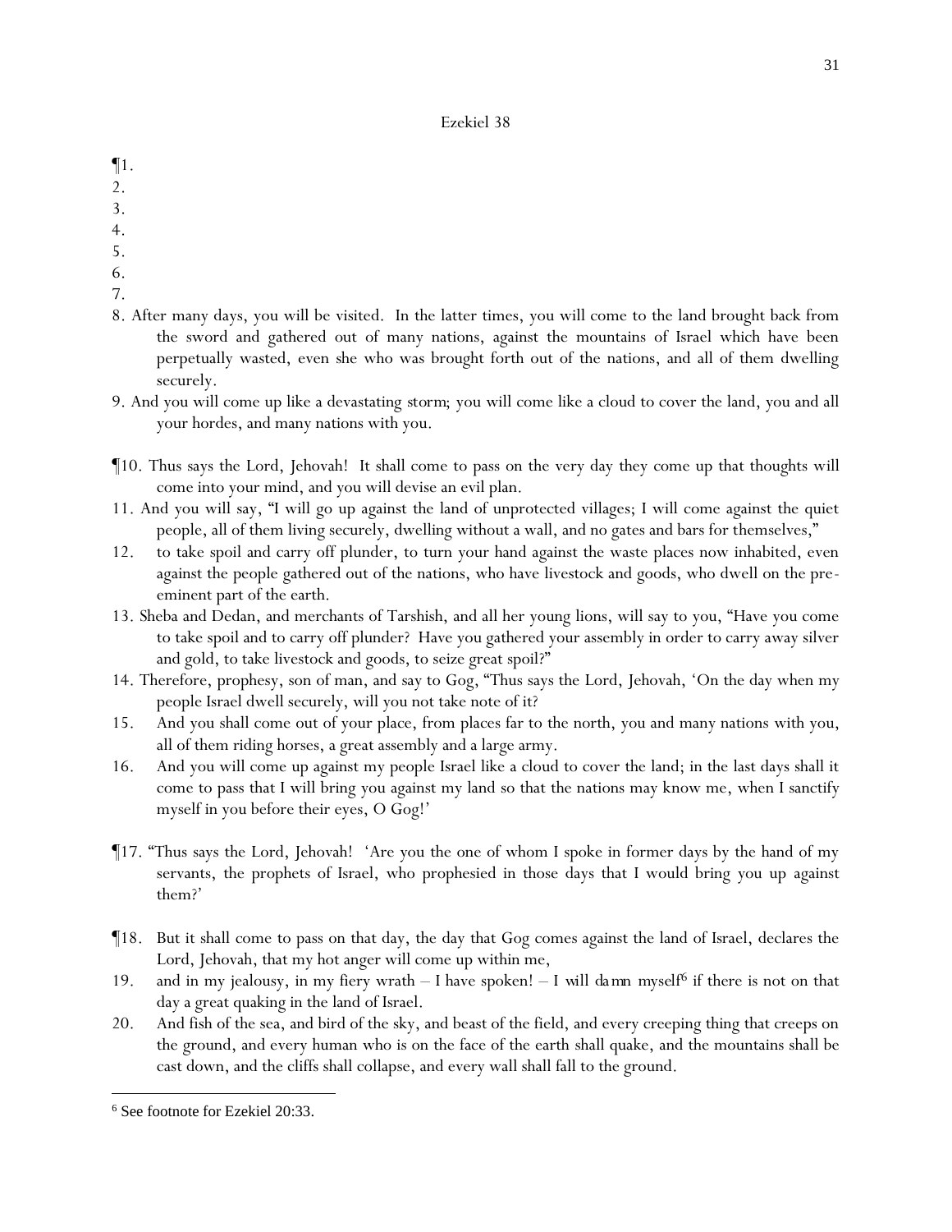# Ezekiel 38

¶1.
2.
3.
4.
5.
6.
7.
8. After many days, you will be visited. In the latter times, you will come to the land brought back from the sword and gathered out of many nations, against the mountains of Israel which have been perpetually wasted, even she who was brought forth out of the nations, and all of them dwelling securely.
9. And you will come up like a devastating storm; you will come like a cloud to cover the land, you and all your hordes, and many nations with you.

¶10. Thus says the Lord, Jehovah! It shall come to pass on the very day they come up that thoughts will come into your mind, and you will devise an evil plan.
11. And you will say, "I will go up against the land of unprotected villages; I will come against the quiet people, all of them living securely, dwelling without a wall, and no gates and bars for themselves,"
12. to take spoil and carry off plunder, to turn your hand against the waste places now inhabited, even against the people gathered out of the nations, who have livestock and goods, who dwell on the pre-eminent part of the earth.
13. Sheba and Dedan, and merchants of Tarshish, and all her young lions, will say to you, "Have you come to take spoil and to carry off plunder? Have you gathered your assembly in order to carry away silver and gold, to take livestock and goods, to seize great spoil?"
14. Therefore, prophesy, son of man, and say to Gog, "Thus says the Lord, Jehovah, 'On the day when my people Israel dwell securely, will you not take note of it?
15. And you shall come out of your place, from places far to the north, you and many nations with you, all of them riding horses, a great assembly and a large army.
16. And you will come up against my people Israel like a cloud to cover the land; in the last days shall it come to pass that I will bring you against my land so that the nations may know me, when I sanctify myself in you before their eyes, O Gog!'

¶17. "Thus says the Lord, Jehovah! 'Are you the one of whom I spoke in former days by the hand of my servants, the prophets of Israel, who prophesied in those days that I would bring you up against them?'

¶18. But it shall come to pass on that day, the day that Gog comes against the land of Israel, declares the Lord, Jehovah, that my hot anger will come up within me,
19. and in my jealousy, in my fiery wrath – I have spoken! – I will damn myself[6] if there is not on that day a great quaking in the land of Israel.
20. And fish of the sea, and bird of the sky, and beast of the field, and every creeping thing that creeps on the ground, and every human who is on the face of the earth shall quake, and the mountains shall be cast down, and the cliffs shall collapse, and every wall shall fall to the ground.

---

[6] See footnote for Ezekiel 20:33.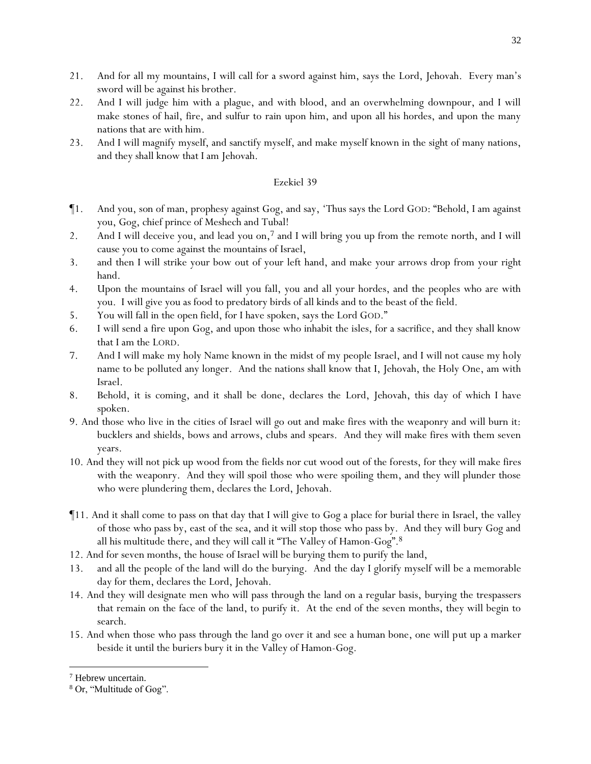21. And for all my mountains, I will call for a sword against him, says the Lord, Jehovah. Every man's sword will be against his brother.
22. And I will judge him with a plague, and with blood, and an overwhelming downpour, and I will make stones of hail, fire, and sulfur to rain upon him, and upon all his hordes, and upon the many nations that are with him.
23. And I will magnify myself, and sanctify myself, and make myself known in the sight of many nations, and they shall know that I am Jehovah.

## Ezekiel 39

¶1. And you, son of man, prophesy against Gog, and say, 'Thus says the Lord GOD: "Behold, I am against you, Gog, chief prince of Meshech and Tubal!
2. And I will deceive you, and lead you on,[7] and I will bring you up from the remote north, and I will cause you to come against the mountains of Israel,
3. and then I will strike your bow out of your left hand, and make your arrows drop from your right hand.
4. Upon the mountains of Israel will you fall, you and all your hordes, and the peoples who are with you. I will give you as food to predatory birds of all kinds and to the beast of the field.
5. You will fall in the open field, for I have spoken, says the Lord GOD."
6. I will send a fire upon Gog, and upon those who inhabit the isles, for a sacrifice, and they shall know that I am the LORD.
7. And I will make my holy Name known in the midst of my people Israel, and I will not cause my holy name to be polluted any longer. And the nations shall know that I, Jehovah, the Holy One, am with Israel.
8. Behold, it is coming, and it shall be done, declares the Lord, Jehovah, this day of which I have spoken.
9. And those who live in the cities of Israel will go out and make fires with the weaponry and will burn it: bucklers and shields, bows and arrows, clubs and spears. And they will make fires with them seven years.
10. And they will not pick up wood from the fields nor cut wood out of the forests, for they will make fires with the weaponry. And they will spoil those who were spoiling them, and they will plunder those who were plundering them, declares the Lord, Jehovah.

¶11. And it shall come to pass on that day that I will give to Gog a place for burial there in Israel, the valley of those who pass by, east of the sea, and it will stop those who pass by. And they will bury Gog and all his multitude there, and they will call it "The Valley of Hamon-Gog".[8]
12. And for seven months, the house of Israel will be burying them to purify the land,
13. and all the people of the land will do the burying. And the day I glorify myself will be a memorable day for them, declares the Lord, Jehovah.
14. And they will designate men who will pass through the land on a regular basis, burying the trespassers that remain on the face of the land, to purify it. At the end of the seven months, they will begin to search.
15. And when those who pass through the land go over it and see a human bone, one will put up a marker beside it until the buriers bury it in the Valley of Hamon-Gog.

---

[7] Hebrew uncertain.

[8] Or, "Multitude of Gog".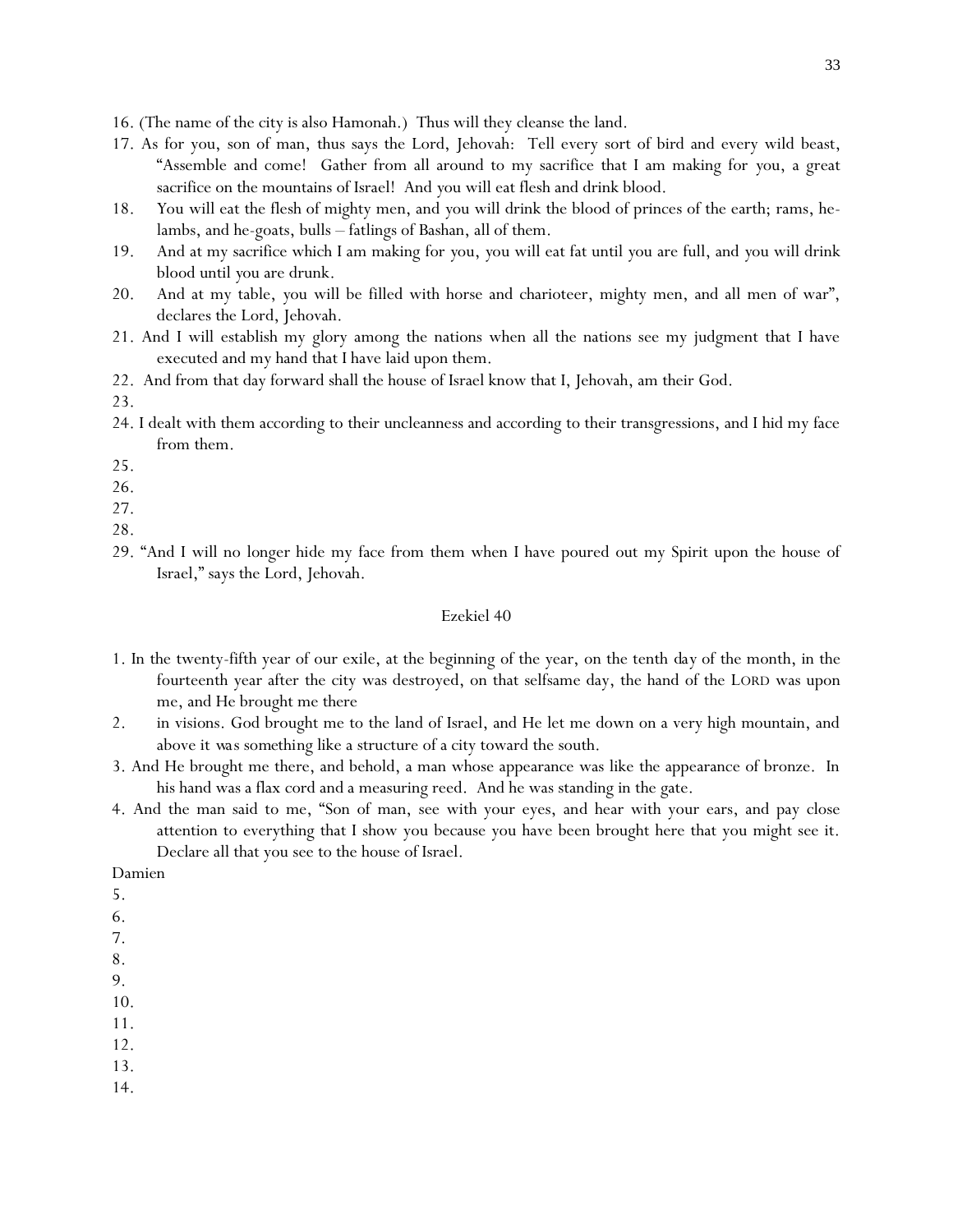16. (The name of the city is also Hamonah.) Thus will they cleanse the land.
17. As for you, son of man, thus says the Lord, Jehovah: Tell every sort of bird and every wild beast, "Assemble and come! Gather from all around to my sacrifice that I am making for you, a great sacrifice on the mountains of Israel! And you will eat flesh and drink blood.
18. You will eat the flesh of mighty men, and you will drink the blood of princes of the earth; rams, he-lambs, and he-goats, bulls – fatlings of Bashan, all of them.
19. And at my sacrifice which I am making for you, you will eat fat until you are full, and you will drink blood until you are drunk.
20. And at my table, you will be filled with horse and charioteer, mighty men, and all men of war", declares the Lord, Jehovah.
21. And I will establish my glory among the nations when all the nations see my judgment that I have executed and my hand that I have laid upon them.
22. And from that day forward shall the house of Israel know that I, Jehovah, am their God.
23.
24. I dealt with them according to their uncleanness and according to their transgressions, and I hid my face from them.
25.
26.
27.
28.
29. "And I will no longer hide my face from them when I have poured out my Spirit upon the house of Israel," says the Lord, Jehovah.

## Ezekiel 40

1. In the twenty-fifth year of our exile, at the beginning of the year, on the tenth day of the month, in the fourteenth year after the city was destroyed, on that selfsame day, the hand of the LORD was upon me, and He brought me there
2. in visions. God brought me to the land of Israel, and He let me down on a very high mountain, and above it was something like a structure of a city toward the south.
3. And He brought me there, and behold, a man whose appearance was like the appearance of bronze. In his hand was a flax cord and a measuring reed. And he was standing in the gate.
4. And the man said to me, "Son of man, see with your eyes, and hear with your ears, and pay close attention to everything that I show you because you have been brought here that you might see it. Declare all that you see to the house of Israel.

Damien

5.
6.
7.
8.
9.
10.
11.
12.
13.
14.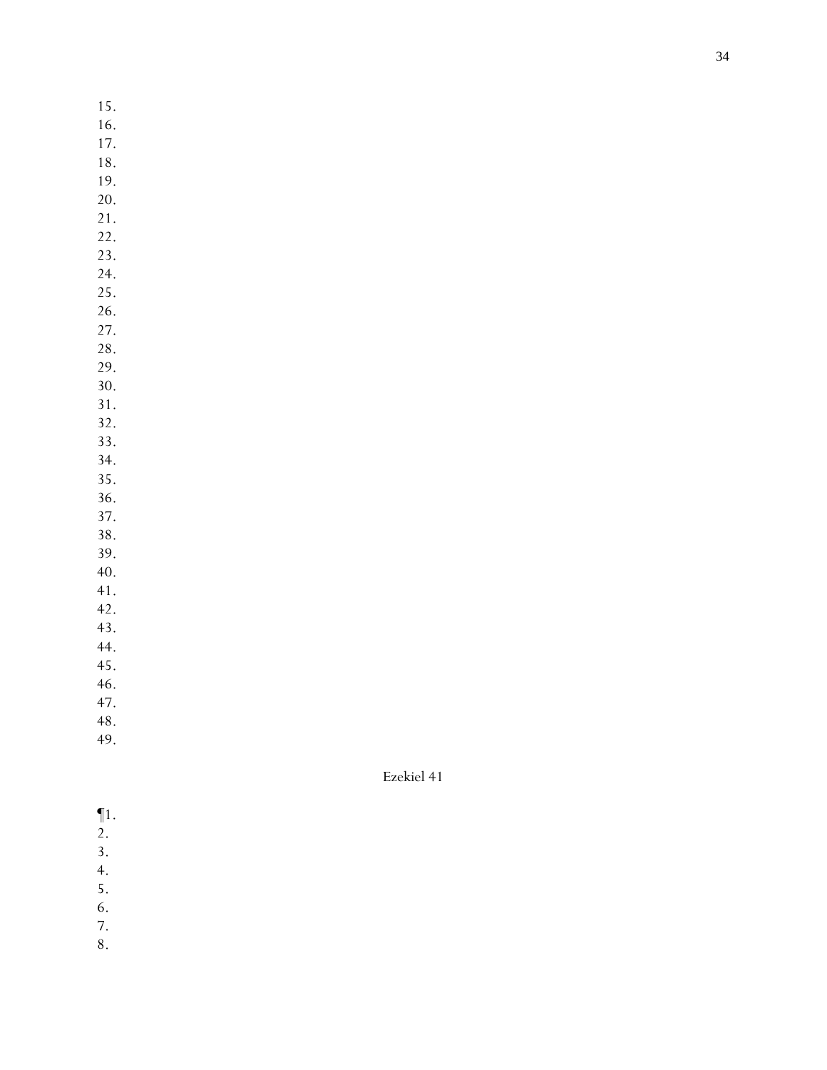15.
16.
17.
18.
19.
20.
21.
22.
23.
24.
25.
26.
27.
28.
29.
30.
31.
32.
33.
34.
35.
36.
37.
38.
39.
40.
41.
42.
43.
44.
45.
46.
47.
48.
49.

## Ezekiel 41

¶1.
2.
3.
4.
5.
6.
7.
8.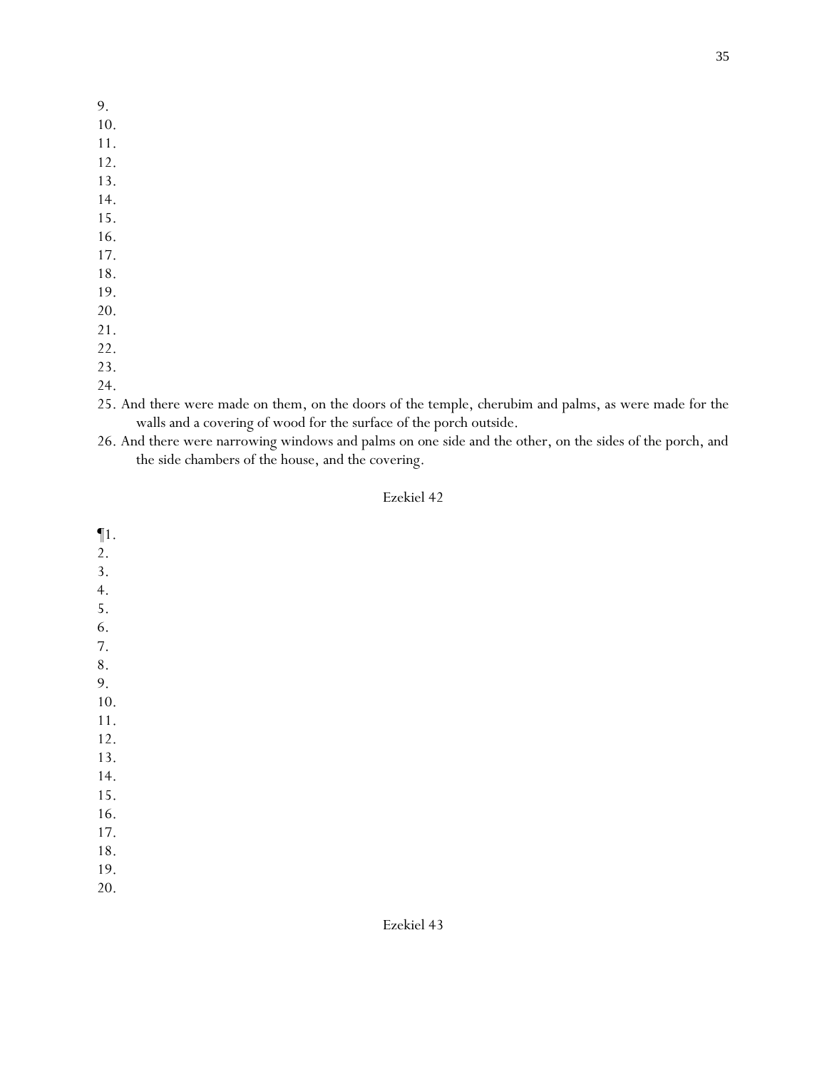9.
10.
11.
12.
13.
14.
15.
16.
17.
18.
19.
20.
21.
22.
23.
24.
25. And there were made on them, on the doors of the temple, cherubim and palms, as were made for the walls and a covering of wood for the surface of the porch outside.
26. And there were narrowing windows and palms on one side and the other, on the sides of the porch, and the side chambers of the house, and the covering.

## Ezekiel 42

¶1.
2.
3.
4.
5.
6.
7.
8.
9.
10.
11.
12.
13.
14.
15.
16.
17.
18.
19.
20.

## Ezekiel 43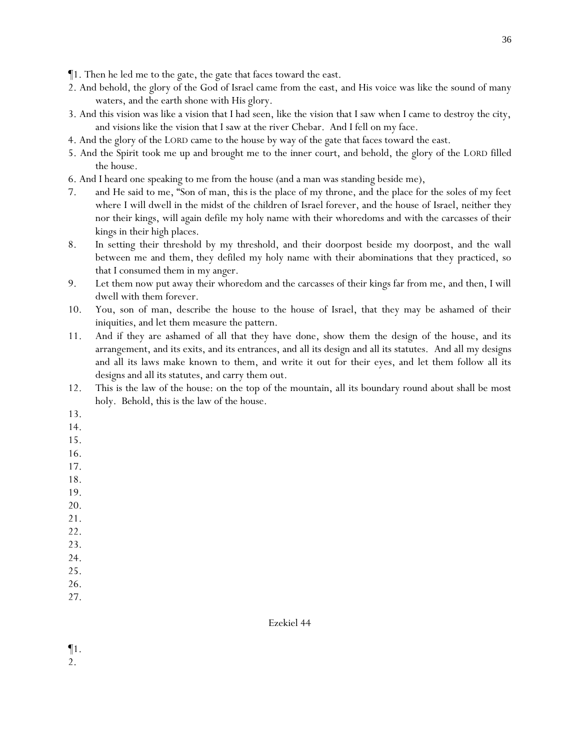¶1. Then he led me to the gate, the gate that faces toward the east.

2. And behold, the glory of the God of Israel came from the east, and His voice was like the sound of many waters, and the earth shone with His glory.

3. And this vision was like a vision that I had seen, like the vision that I saw when I came to destroy the city, and visions like the vision that I saw at the river Chebar. And I fell on my face.

4. And the glory of the LORD came to the house by way of the gate that faces toward the east.

5. And the Spirit took me up and brought me to the inner court, and behold, the glory of the LORD filled the house.

6. And I heard one speaking to me from the house (and a man was standing beside me),

7. and He said to me, "Son of man, this is the place of my throne, and the place for the soles of my feet where I will dwell in the midst of the children of Israel forever, and the house of Israel, neither they nor their kings, will again defile my holy name with their whoredoms and with the carcasses of their kings in their high places.

8. In setting their threshold by my threshold, and their doorpost beside my doorpost, and the wall between me and them, they defiled my holy name with their abominations that they practiced, so that I consumed them in my anger.

9. Let them now put away their whoredom and the carcasses of their kings far from me, and then, I will dwell with them forever.

10. You, son of man, describe the house to the house of Israel, that they may be ashamed of their iniquities, and let them measure the pattern.

11. And if they are ashamed of all that they have done, show them the design of the house, and its arrangement, and its exits, and its entrances, and all its design and all its statutes. And all my designs and all its laws make known to them, and write it out for their eyes, and let them follow all its designs and all its statutes, and carry them out.

12. This is the law of the house: on the top of the mountain, all its boundary round about shall be most holy. Behold, this is the law of the house.

13.

14.

15.

16.

17.

18.

19.

20.

21.

22.

23.

24.

25.

26.

27.

## Ezekiel 44

¶1.

2.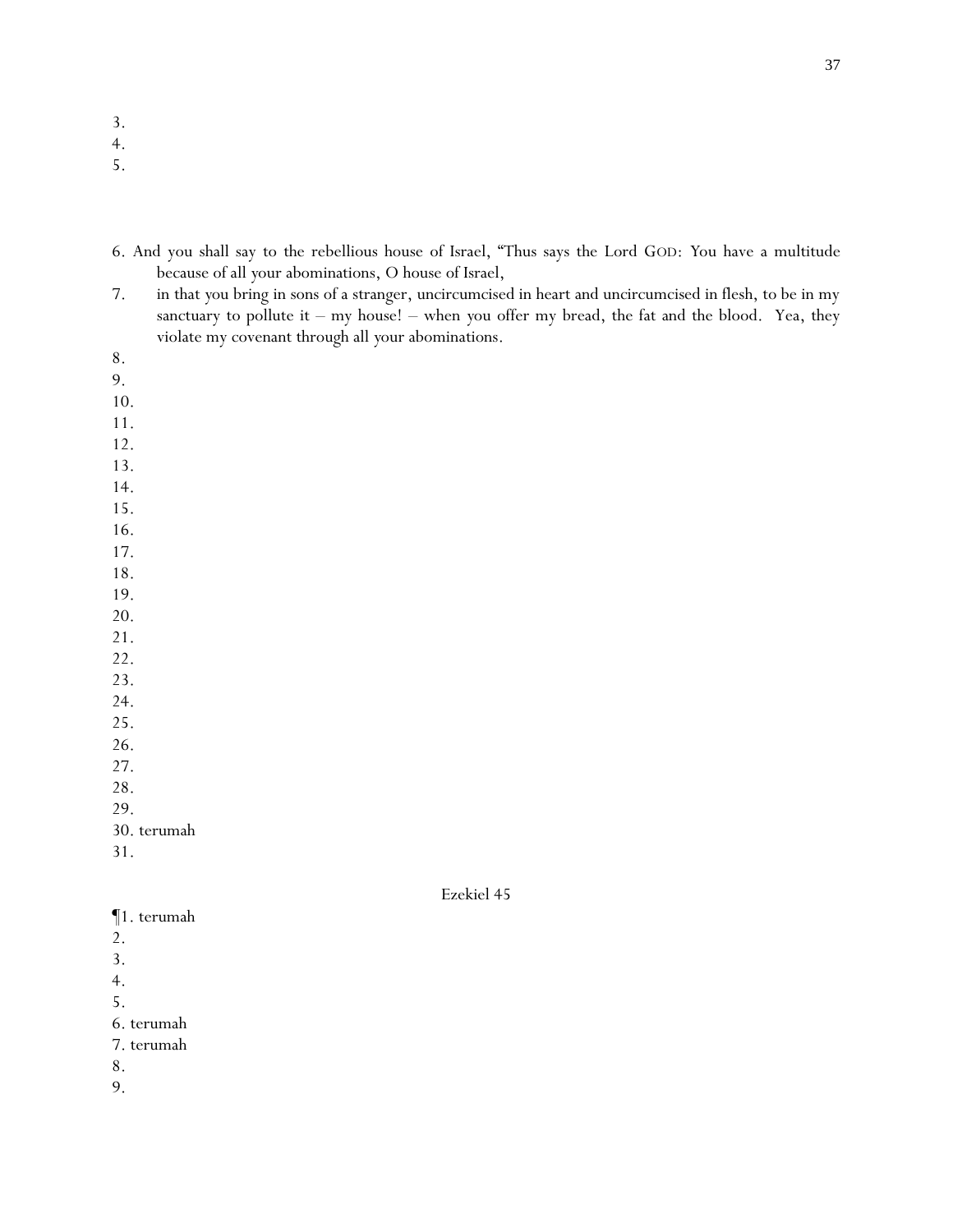3.
4.
5.

6. And you shall say to the rebellious house of Israel, "Thus says the Lord GOD: You have a multitude because of all your abominations, O house of Israel,
7. in that you bring in sons of a stranger, uncircumcised in heart and uncircumcised in flesh, to be in my sanctuary to pollute it – my house! – when you offer my bread, the fat and the blood. Yea, they violate my covenant through all your abominations.
8.
9.
10.
11.
12.
13.
14.
15.
16.
17.
18.
19.
20.
21.
22.
23.
24.
25.
26.
27.
28.
29.
30. terumah
31.

Ezekiel 45

¶1. terumah
2.
3.
4.
5.
6. terumah
7. terumah
8.
9.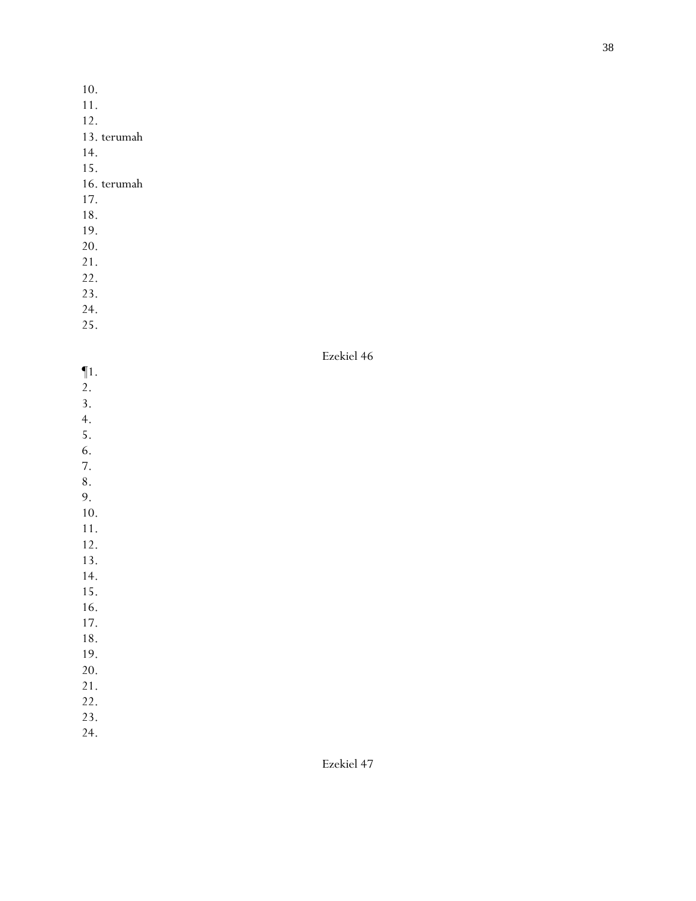10.
11.
12.
13. terumah
14.
15.
16. terumah
17.
18.
19.
20.
21.
22.
23.
24.
25.

## Ezekiel 46

¶1.
2.
3.
4.
5.
6.
7.
8.
9.
10.
11.
12.
13.
14.
15.
16.
17.
18.
19.
20.
21.
22.
23.
24.

## Ezekiel 47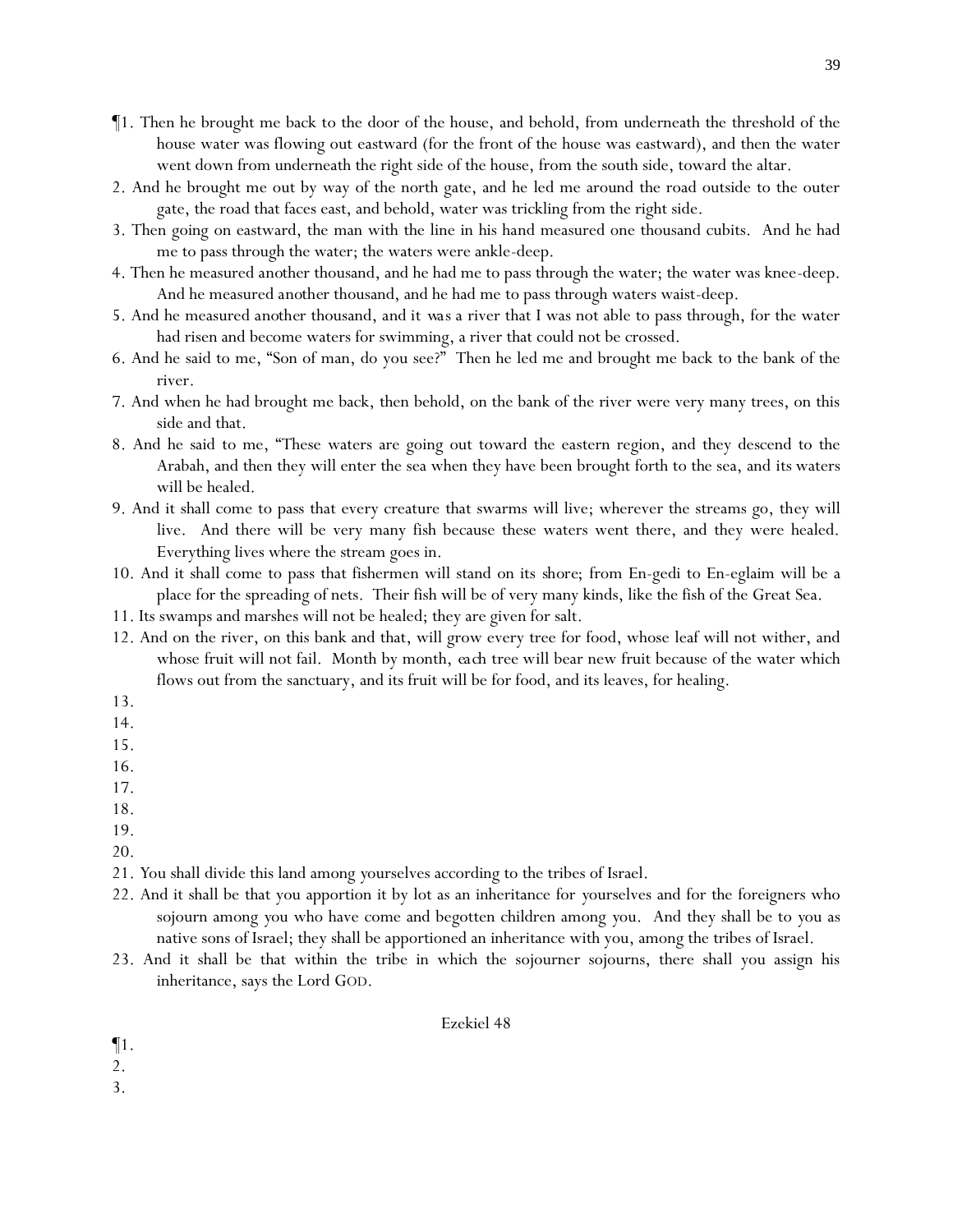¶1. Then he brought me back to the door of the house, and behold, from underneath the threshold of the house water was flowing out eastward (for the front of the house was eastward), and then the water went down from underneath the right side of the house, from the south side, toward the altar.

2. And he brought me out by way of the north gate, and he led me around the road outside to the outer gate, the road that faces east, and behold, water was trickling from the right side.

3. Then going on eastward, the man with the line in his hand measured one thousand cubits. And he had me to pass through the water; the waters were ankle-deep.

4. Then he measured another thousand, and he had me to pass through the water; the water was knee-deep. And he measured another thousand, and he had me to pass through waters waist-deep.

5. And he measured another thousand, and *it was* a river that I was not able to pass through, for the water had risen and become waters for swimming, a river that could not be crossed.

6. And he said to me, "Son of man, do you see?" Then he led me and brought me back to the bank of the river.

7. And when he had brought me back, then behold, on the bank of the river were very many trees, on this side and that.

8. And he said to me, "These waters are going out toward the eastern region, and they descend to the Arabah, and then they will enter the sea when they have been brought forth to the sea, and its waters will be healed.

9. And it shall come to pass that every creature that swarms will live; wherever the streams go, they will live. And there will be very many fish because these waters went there, and they were healed. Everything lives where the stream goes in.

10. And it shall come to pass that fishermen will stand on its shore; from En-gedi to En-eglaim will be a place for the spreading of nets. Their fish will be of very many kinds, like the fish of the Great Sea.

11. Its swamps and marshes will not be healed; they are given for salt.

12. And on the river, on this bank and that, will grow every tree for food, whose leaf will not wither, and whose fruit will not fail. Month by month, *each tree* will bear new fruit because of the water which flows out from the sanctuary, and its fruit will be for food, and its leaves, for healing.

13.

14.

15.

16.

17.

18.

19.

20.

21. You shall divide this land among yourselves according to the tribes of Israel.

22. And it shall be that you apportion it by lot as an inheritance for yourselves and for the foreigners who sojourn among you who have come and begotten children among you. And they shall be to you as native sons of Israel; they shall be apportioned an inheritance with you, among the tribes of Israel.

23. And it shall be that within the tribe in which the sojourner sojourns, there shall you assign his inheritance, says the Lord GOD.

## Ezekiel 48

¶1.

2.

3.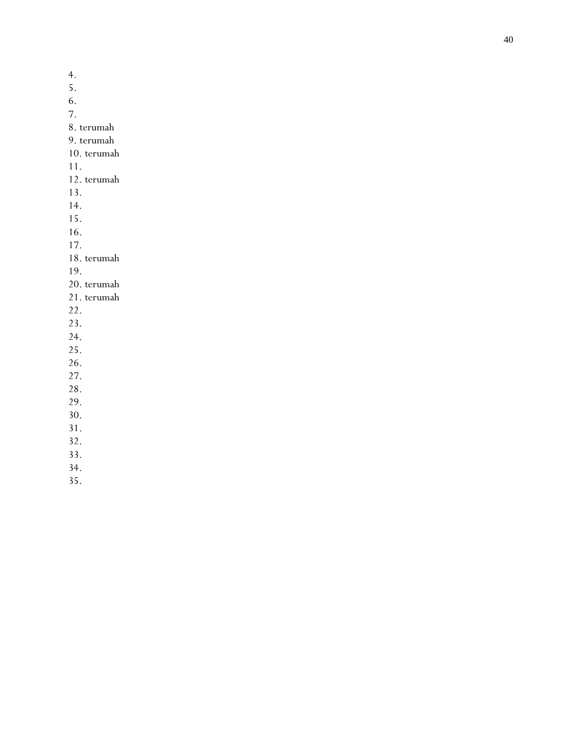4.
5.
6.
7.
8. terumah
9. terumah
10. terumah
11.
12. terumah
13.
14.
15.
16.
17.
18. terumah
19.
20. terumah
21. terumah
22.
23.
24.
25.
26.
27.
28.
29.
30.
31.
32.
33.
34.
35.